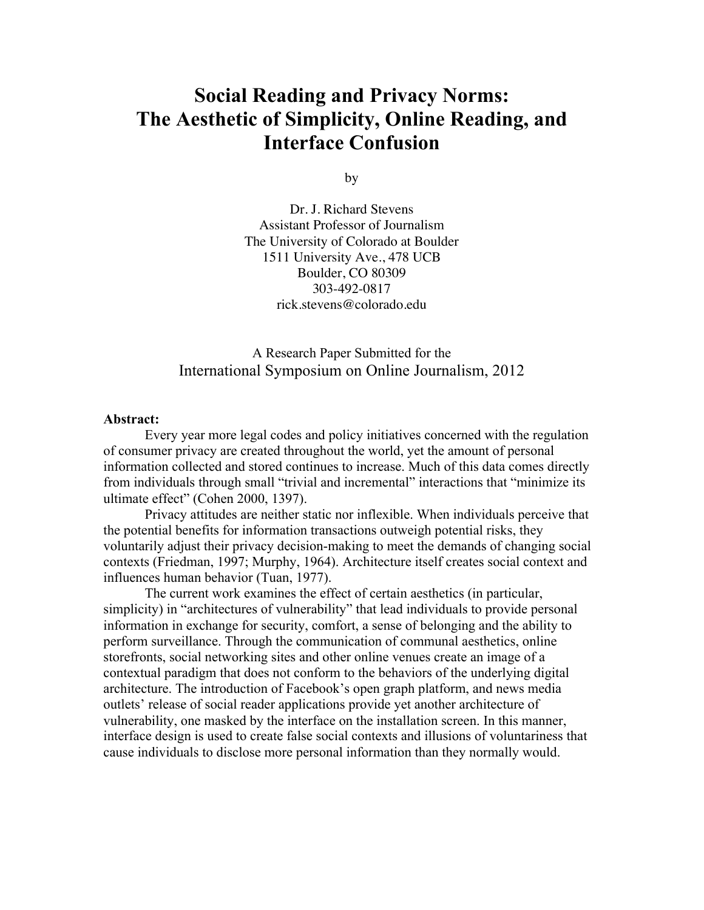# Social Reading and Privacy Norms: The Aesthetic of Simplicity, Online Reading, and Interface Confusion

by

Dr. J. Richard Stevens
Assistant Professor of Journalism
The University of Colorado at Boulder
1511 University Ave., 478 UCB
Boulder, CO 80309
303-492-0817
rick.stevens@colorado.edu

A Research Paper Submitted for the
International Symposium on Online Journalism, 2012

**Abstract:**

Every year more legal codes and policy initiatives concerned with the regulation of consumer privacy are created throughout the world, yet the amount of personal information collected and stored continues to increase. Much of this data comes directly from individuals through small "trivial and incremental" interactions that "minimize its ultimate effect" (Cohen 2000, 1397).

Privacy attitudes are neither static nor inflexible. When individuals perceive that the potential benefits for information transactions outweigh potential risks, they voluntarily adjust their privacy decision-making to meet the demands of changing social contexts (Friedman, 1997; Murphy, 1964). Architecture itself creates social context and influences human behavior (Tuan, 1977).

The current work examines the effect of certain aesthetics (in particular, simplicity) in "architectures of vulnerability" that lead individuals to provide personal information in exchange for security, comfort, a sense of belonging and the ability to perform surveillance. Through the communication of communal aesthetics, online storefronts, social networking sites and other online venues create an image of a contextual paradigm that does not conform to the behaviors of the underlying digital architecture. The introduction of Facebook's open graph platform, and news media outlets' release of social reader applications provide yet another architecture of vulnerability, one masked by the interface on the installation screen. In this manner, interface design is used to create false social contexts and illusions of voluntariness that cause individuals to disclose more personal information than they normally would.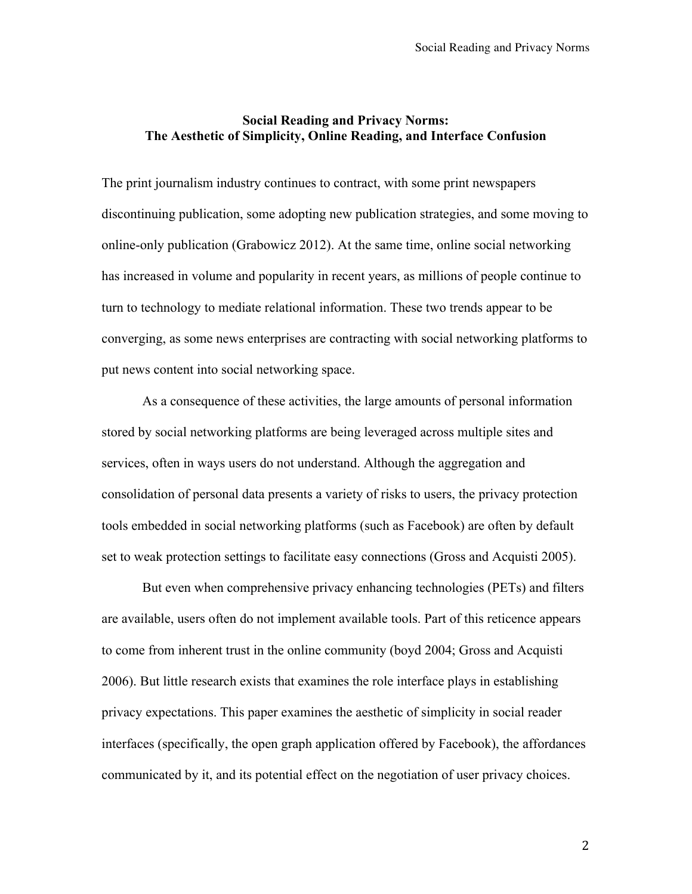# Social Reading and Privacy Norms: The Aesthetic of Simplicity, Online Reading, and Interface Confusion

The print journalism industry continues to contract, with some print newspapers discontinuing publication, some adopting new publication strategies, and some moving to online-only publication (Grabowicz 2012). At the same time, online social networking has increased in volume and popularity in recent years, as millions of people continue to turn to technology to mediate relational information. These two trends appear to be converging, as some news enterprises are contracting with social networking platforms to put news content into social networking space.

As a consequence of these activities, the large amounts of personal information stored by social networking platforms are being leveraged across multiple sites and services, often in ways users do not understand. Although the aggregation and consolidation of personal data presents a variety of risks to users, the privacy protection tools embedded in social networking platforms (such as Facebook) are often by default set to weak protection settings to facilitate easy connections (Gross and Acquisti 2005).

But even when comprehensive privacy enhancing technologies (PETs) and filters are available, users often do not implement available tools. Part of this reticence appears to come from inherent trust in the online community (boyd 2004; Gross and Acquisti 2006). But little research exists that examines the role interface plays in establishing privacy expectations. This paper examines the aesthetic of simplicity in social reader interfaces (specifically, the open graph application offered by Facebook), the affordances communicated by it, and its potential effect on the negotiation of user privacy choices.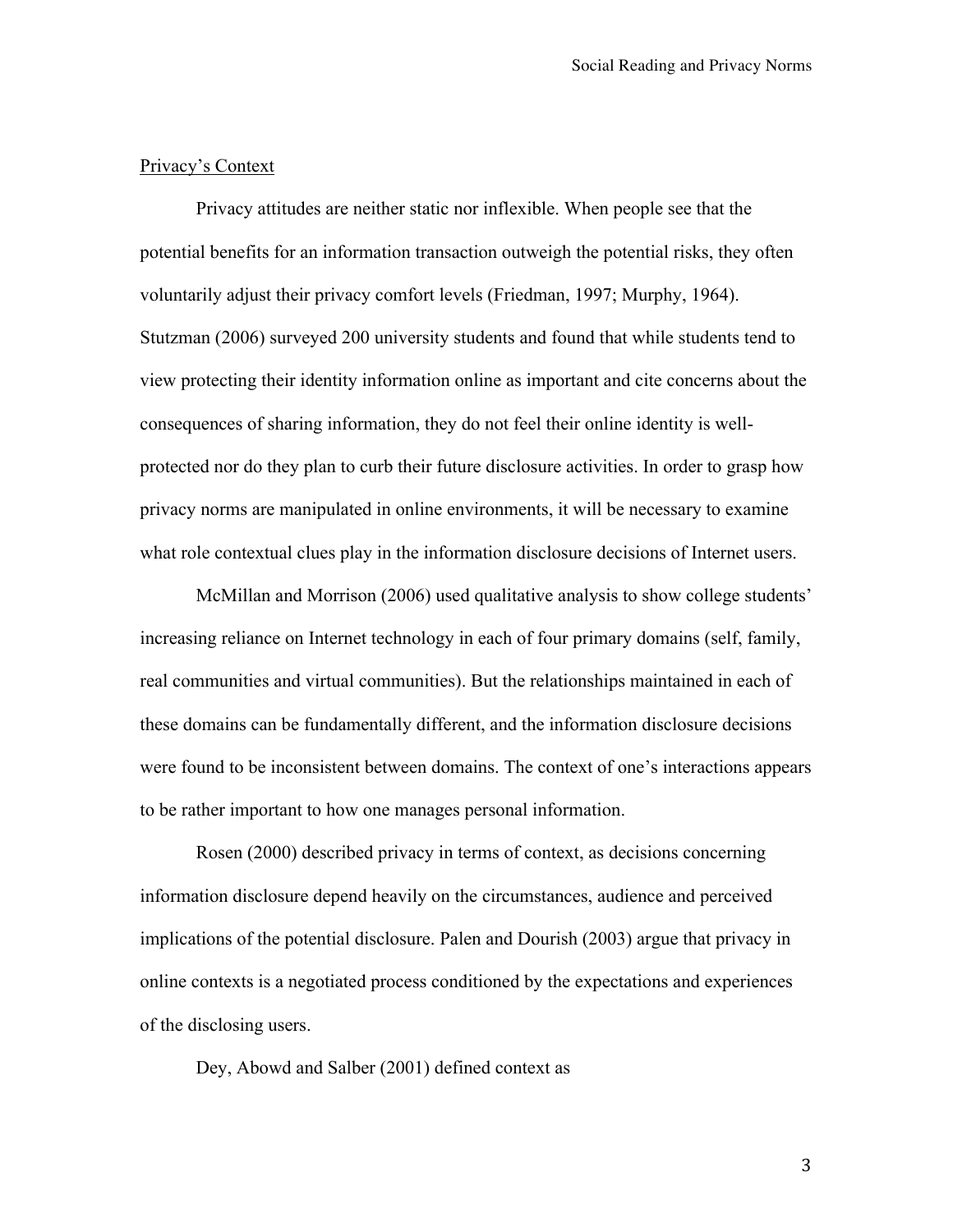Privacy's Context

Privacy attitudes are neither static nor inflexible. When people see that the potential benefits for an information transaction outweigh the potential risks, they often voluntarily adjust their privacy comfort levels (Friedman, 1997; Murphy, 1964). Stutzman (2006) surveyed 200 university students and found that while students tend to view protecting their identity information online as important and cite concerns about the consequences of sharing information, they do not feel their online identity is well-protected nor do they plan to curb their future disclosure activities. In order to grasp how privacy norms are manipulated in online environments, it will be necessary to examine what role contextual clues play in the information disclosure decisions of Internet users.

McMillan and Morrison (2006) used qualitative analysis to show college students' increasing reliance on Internet technology in each of four primary domains (self, family, real communities and virtual communities). But the relationships maintained in each of these domains can be fundamentally different, and the information disclosure decisions were found to be inconsistent between domains. The context of one's interactions appears to be rather important to how one manages personal information.

Rosen (2000) described privacy in terms of context, as decisions concerning information disclosure depend heavily on the circumstances, audience and perceived implications of the potential disclosure. Palen and Dourish (2003) argue that privacy in online contexts is a negotiated process conditioned by the expectations and experiences of the disclosing users.

Dey, Abowd and Salber (2001) defined context as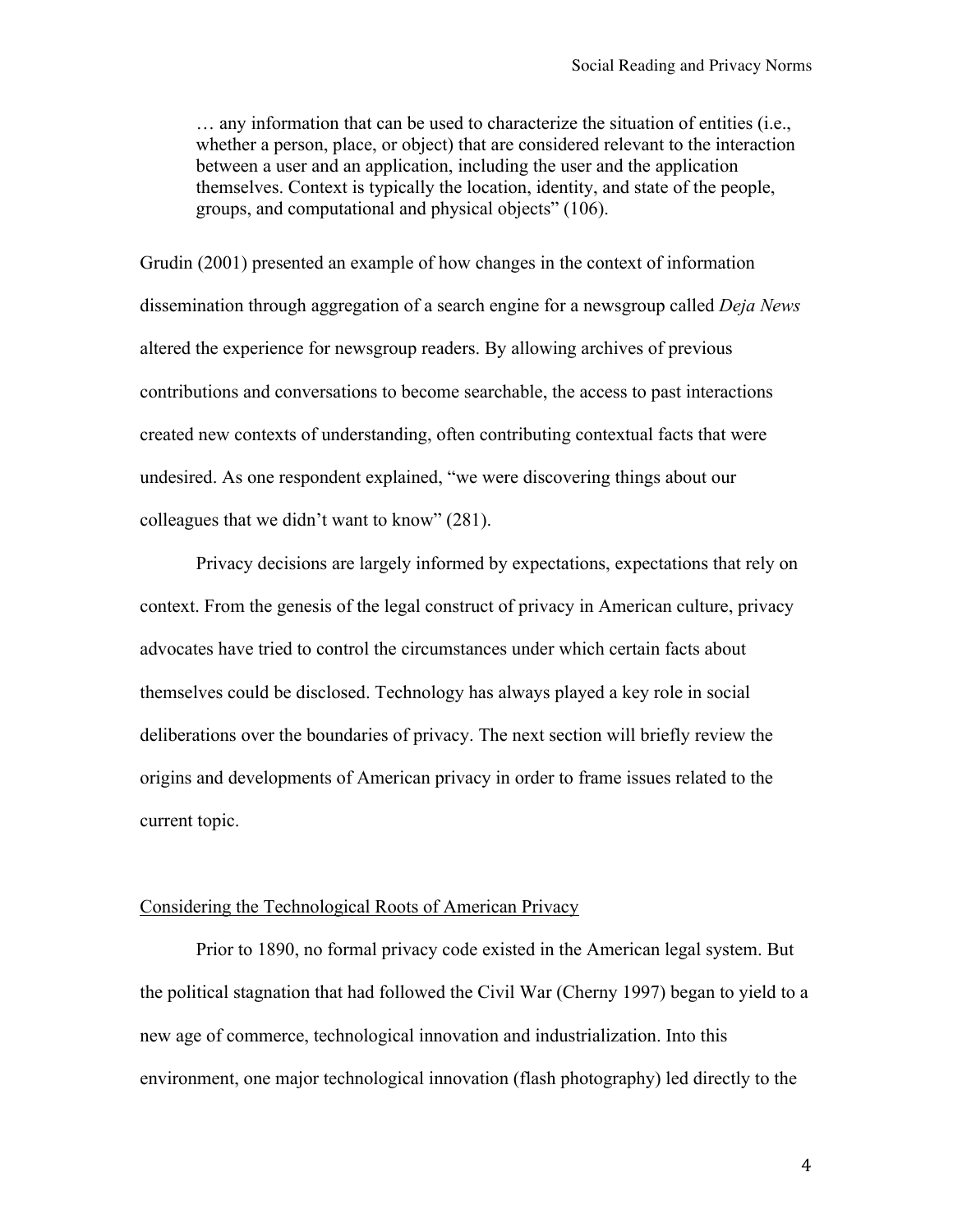> … any information that can be used to characterize the situation of entities (i.e., whether a person, place, or object) that are considered relevant to the interaction between a user and an application, including the user and the application themselves. Context is typically the location, identity, and state of the people, groups, and computational and physical objects" (106).

Grudin (2001) presented an example of how changes in the context of information dissemination through aggregation of a search engine for a newsgroup called *Deja News* altered the experience for newsgroup readers. By allowing archives of previous contributions and conversations to become searchable, the access to past interactions created new contexts of understanding, often contributing contextual facts that were undesired. As one respondent explained, "we were discovering things about our colleagues that we didn't want to know" (281).

Privacy decisions are largely informed by expectations, expectations that rely on context. From the genesis of the legal construct of privacy in American culture, privacy advocates have tried to control the circumstances under which certain facts about themselves could be disclosed. Technology has always played a key role in social deliberations over the boundaries of privacy. The next section will briefly review the origins and developments of American privacy in order to frame issues related to the current topic.

## Considering the Technological Roots of American Privacy

Prior to 1890, no formal privacy code existed in the American legal system. But the political stagnation that had followed the Civil War (Cherny 1997) began to yield to a new age of commerce, technological innovation and industrialization. Into this environment, one major technological innovation (flash photography) led directly to the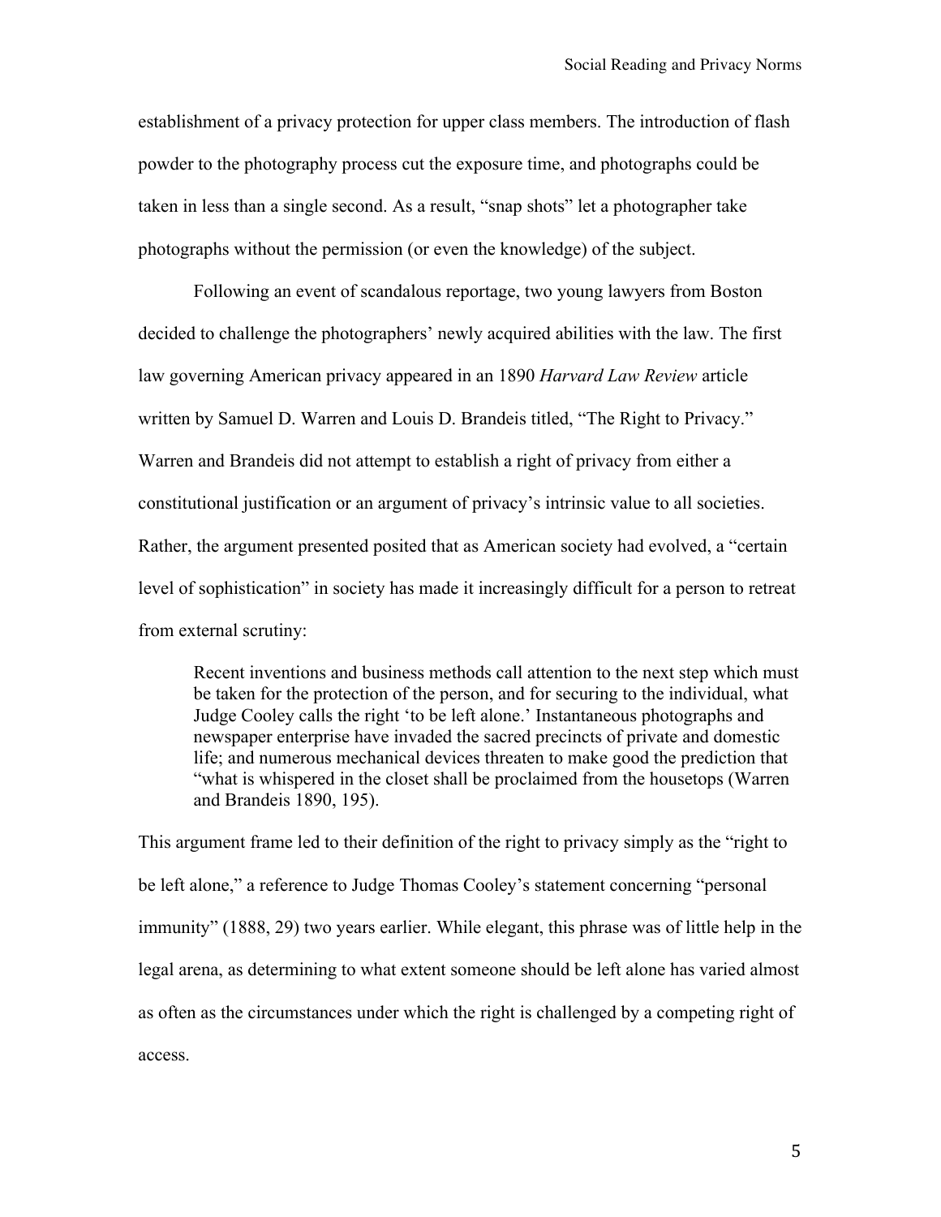establishment of a privacy protection for upper class members. The introduction of flash powder to the photography process cut the exposure time, and photographs could be taken in less than a single second. As a result, "snap shots" let a photographer take photographs without the permission (or even the knowledge) of the subject.

Following an event of scandalous reportage, two young lawyers from Boston decided to challenge the photographers' newly acquired abilities with the law. The first law governing American privacy appeared in an 1890 *Harvard Law Review* article written by Samuel D. Warren and Louis D. Brandeis titled, "The Right to Privacy." Warren and Brandeis did not attempt to establish a right of privacy from either a constitutional justification or an argument of privacy's intrinsic value to all societies. Rather, the argument presented posited that as American society had evolved, a "certain level of sophistication" in society has made it increasingly difficult for a person to retreat from external scrutiny:

> Recent inventions and business methods call attention to the next step which must be taken for the protection of the person, and for securing to the individual, what Judge Cooley calls the right 'to be left alone.' Instantaneous photographs and newspaper enterprise have invaded the sacred precincts of private and domestic life; and numerous mechanical devices threaten to make good the prediction that "what is whispered in the closet shall be proclaimed from the housetops (Warren and Brandeis 1890, 195).

This argument frame led to their definition of the right to privacy simply as the "right to be left alone," a reference to Judge Thomas Cooley's statement concerning "personal immunity" (1888, 29) two years earlier. While elegant, this phrase was of little help in the legal arena, as determining to what extent someone should be left alone has varied almost as often as the circumstances under which the right is challenged by a competing right of access.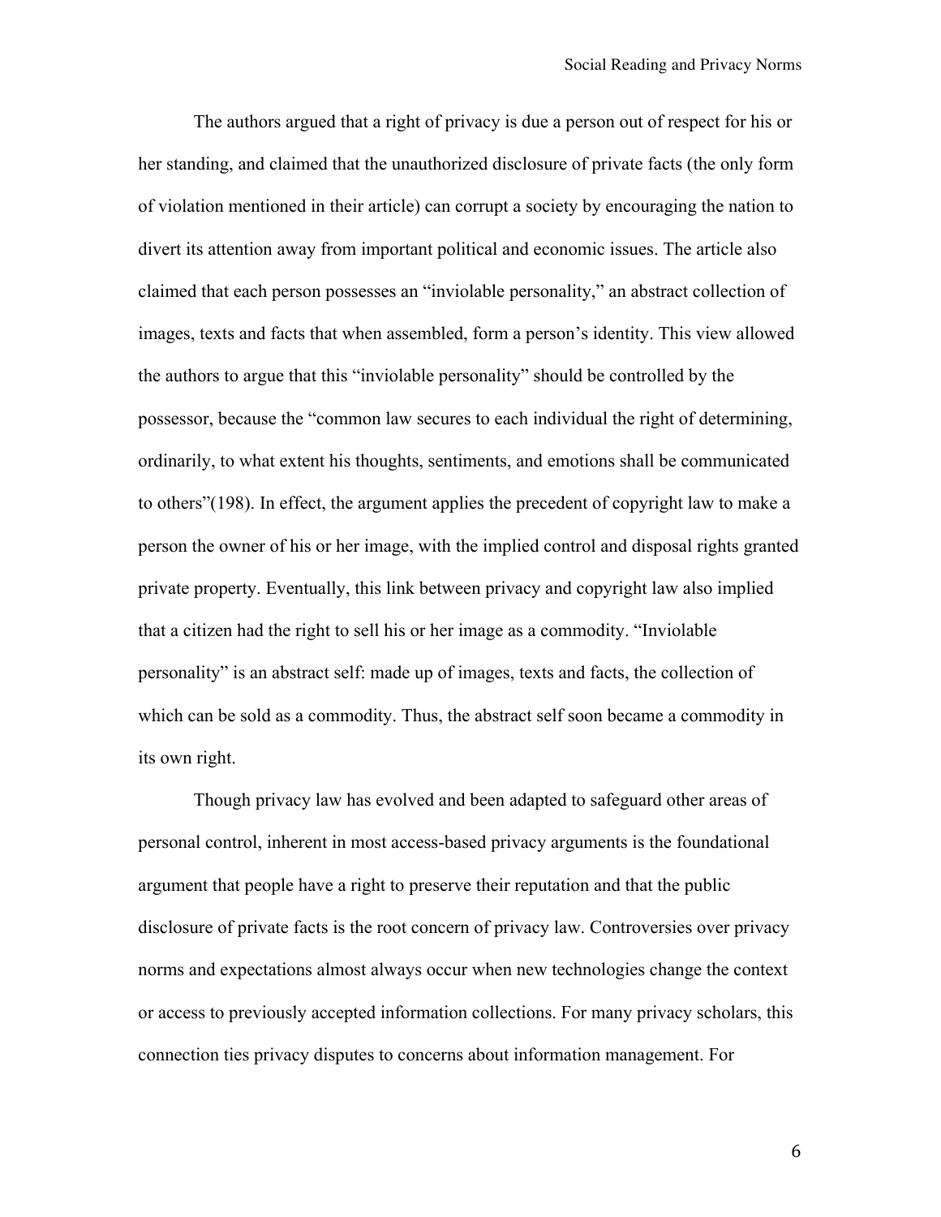The authors argued that a right of privacy is due a person out of respect for his or her standing, and claimed that the unauthorized disclosure of private facts (the only form of violation mentioned in their article) can corrupt a society by encouraging the nation to divert its attention away from important political and economic issues. The article also claimed that each person possesses an "inviolable personality," an abstract collection of images, texts and facts that when assembled, form a person's identity. This view allowed the authors to argue that this "inviolable personality" should be controlled by the possessor, because the "common law secures to each individual the right of determining, ordinarily, to what extent his thoughts, sentiments, and emotions shall be communicated to others"(198). In effect, the argument applies the precedent of copyright law to make a person the owner of his or her image, with the implied control and disposal rights granted private property. Eventually, this link between privacy and copyright law also implied that a citizen had the right to sell his or her image as a commodity. "Inviolable personality" is an abstract self: made up of images, texts and facts, the collection of which can be sold as a commodity. Thus, the abstract self soon became a commodity in its own right.

Though privacy law has evolved and been adapted to safeguard other areas of personal control, inherent in most access-based privacy arguments is the foundational argument that people have a right to preserve their reputation and that the public disclosure of private facts is the root concern of privacy law. Controversies over privacy norms and expectations almost always occur when new technologies change the context or access to previously accepted information collections. For many privacy scholars, this connection ties privacy disputes to concerns about information management. For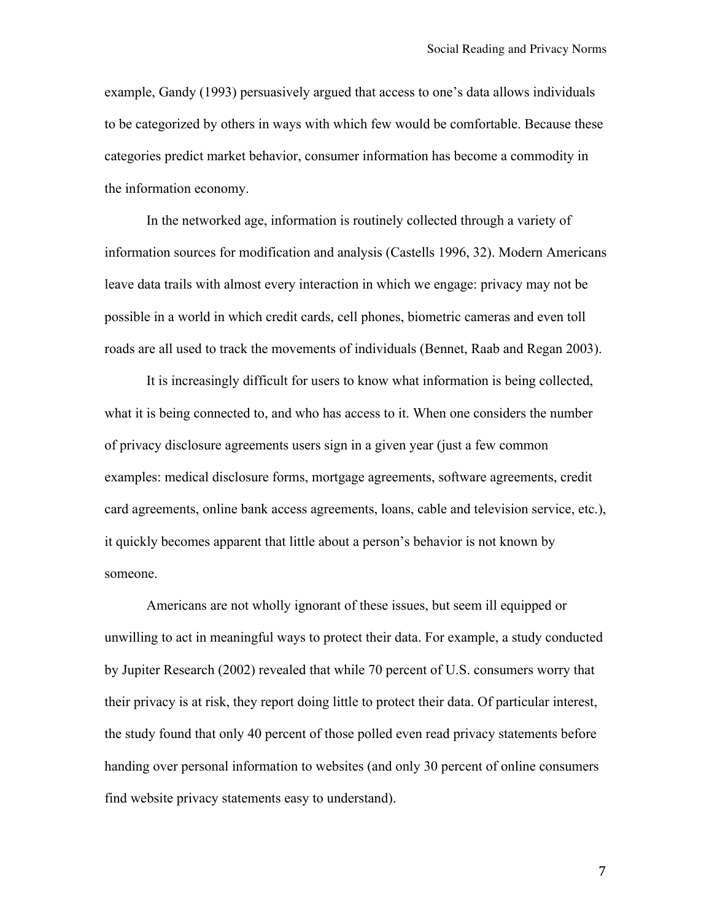example, Gandy (1993) persuasively argued that access to one's data allows individuals to be categorized by others in ways with which few would be comfortable. Because these categories predict market behavior, consumer information has become a commodity in the information economy.

In the networked age, information is routinely collected through a variety of information sources for modification and analysis (Castells 1996, 32). Modern Americans leave data trails with almost every interaction in which we engage: privacy may not be possible in a world in which credit cards, cell phones, biometric cameras and even toll roads are all used to track the movements of individuals (Bennet, Raab and Regan 2003).

It is increasingly difficult for users to know what information is being collected, what it is being connected to, and who has access to it. When one considers the number of privacy disclosure agreements users sign in a given year (just a few common examples: medical disclosure forms, mortgage agreements, software agreements, credit card agreements, online bank access agreements, loans, cable and television service, etc.), it quickly becomes apparent that little about a person's behavior is not known by someone.

Americans are not wholly ignorant of these issues, but seem ill equipped or unwilling to act in meaningful ways to protect their data. For example, a study conducted by Jupiter Research (2002) revealed that while 70 percent of U.S. consumers worry that their privacy is at risk, they report doing little to protect their data. Of particular interest, the study found that only 40 percent of those polled even read privacy statements before handing over personal information to websites (and only 30 percent of online consumers find website privacy statements easy to understand).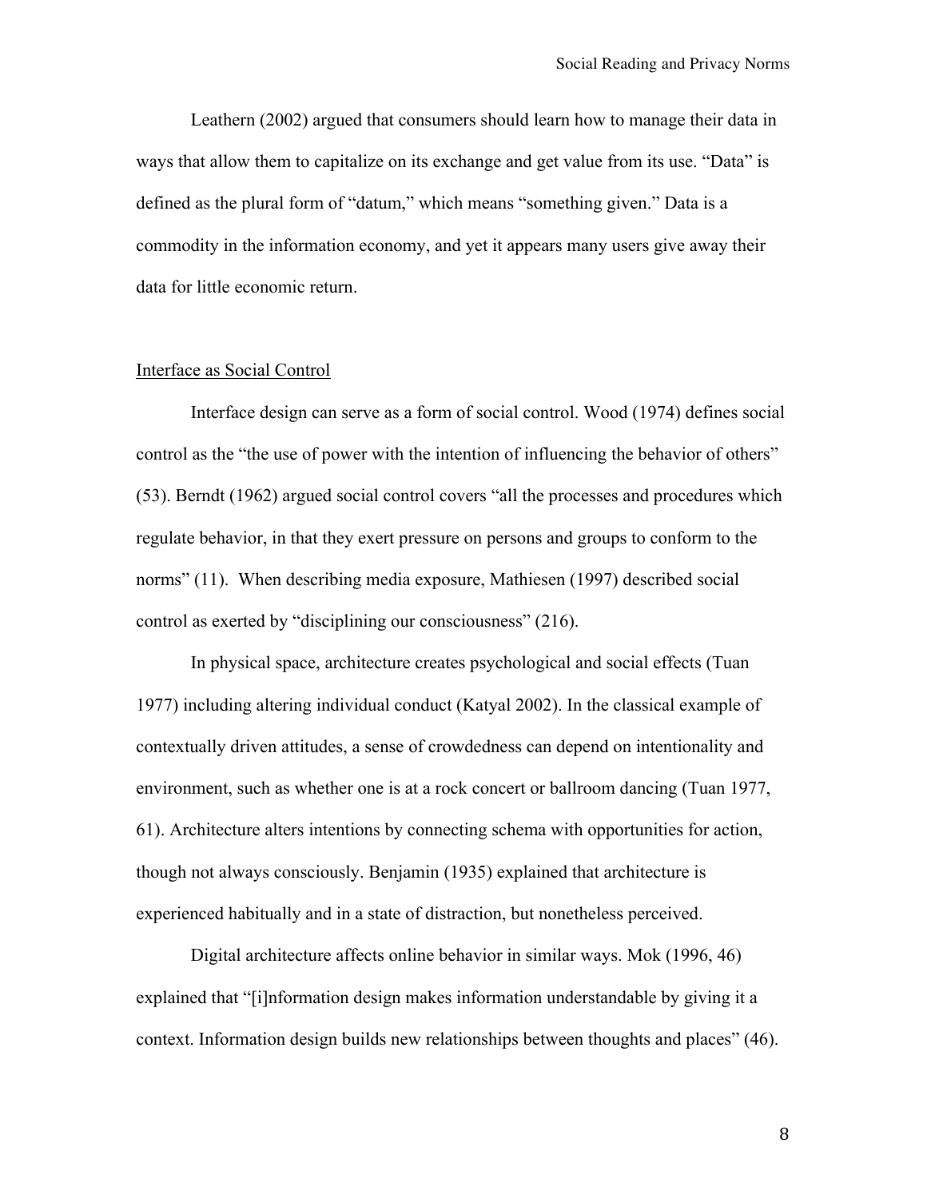Leathern (2002) argued that consumers should learn how to manage their data in ways that allow them to capitalize on its exchange and get value from its use. "Data" is defined as the plural form of "datum," which means "something given." Data is a commodity in the information economy, and yet it appears many users give away their data for little economic return.

## Interface as Social Control

Interface design can serve as a form of social control. Wood (1974) defines social control as the "the use of power with the intention of influencing the behavior of others" (53). Berndt (1962) argued social control covers "all the processes and procedures which regulate behavior, in that they exert pressure on persons and groups to conform to the norms" (11). When describing media exposure, Mathiesen (1997) described social control as exerted by "disciplining our consciousness" (216).

In physical space, architecture creates psychological and social effects (Tuan 1977) including altering individual conduct (Katyal 2002). In the classical example of contextually driven attitudes, a sense of crowdedness can depend on intentionality and environment, such as whether one is at a rock concert or ballroom dancing (Tuan 1977, 61). Architecture alters intentions by connecting schema with opportunities for action, though not always consciously. Benjamin (1935) explained that architecture is experienced habitually and in a state of distraction, but nonetheless perceived.

Digital architecture affects online behavior in similar ways. Mok (1996, 46) explained that "[i]nformation design makes information understandable by giving it a context. Information design builds new relationships between thoughts and places" (46).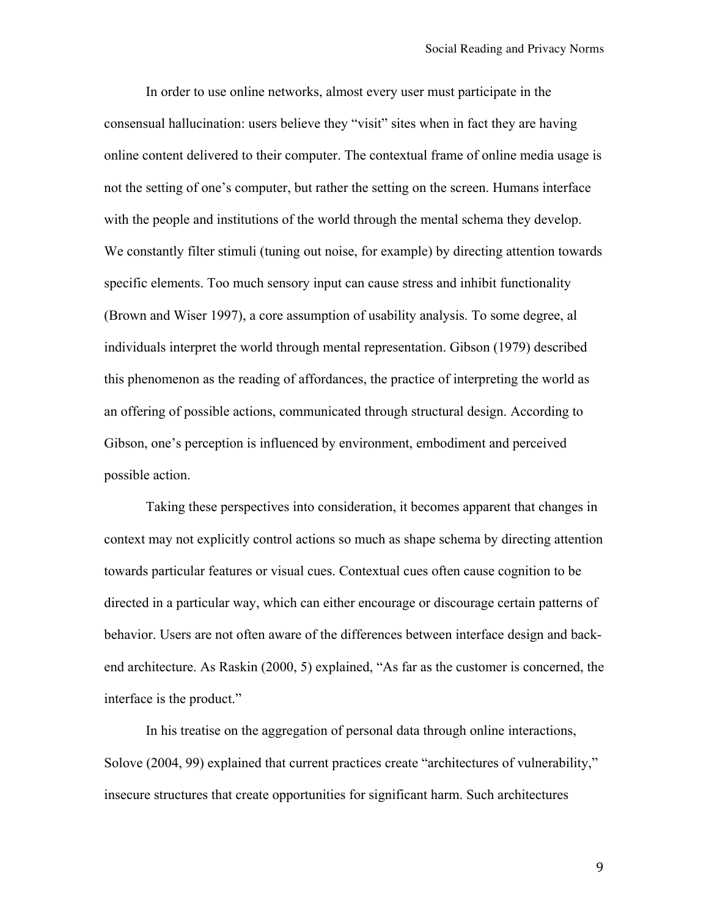In order to use online networks, almost every user must participate in the consensual hallucination: users believe they "visit" sites when in fact they are having online content delivered to their computer. The contextual frame of online media usage is not the setting of one's computer, but rather the setting on the screen. Humans interface with the people and institutions of the world through the mental schema they develop. We constantly filter stimuli (tuning out noise, for example) by directing attention towards specific elements. Too much sensory input can cause stress and inhibit functionality (Brown and Wiser 1997), a core assumption of usability analysis. To some degree, al individuals interpret the world through mental representation. Gibson (1979) described this phenomenon as the reading of affordances, the practice of interpreting the world as an offering of possible actions, communicated through structural design. According to Gibson, one's perception is influenced by environment, embodiment and perceived possible action.

Taking these perspectives into consideration, it becomes apparent that changes in context may not explicitly control actions so much as shape schema by directing attention towards particular features or visual cues. Contextual cues often cause cognition to be directed in a particular way, which can either encourage or discourage certain patterns of behavior. Users are not often aware of the differences between interface design and back-end architecture. As Raskin (2000, 5) explained, "As far as the customer is concerned, the interface is the product."

In his treatise on the aggregation of personal data through online interactions, Solove (2004, 99) explained that current practices create "architectures of vulnerability," insecure structures that create opportunities for significant harm. Such architectures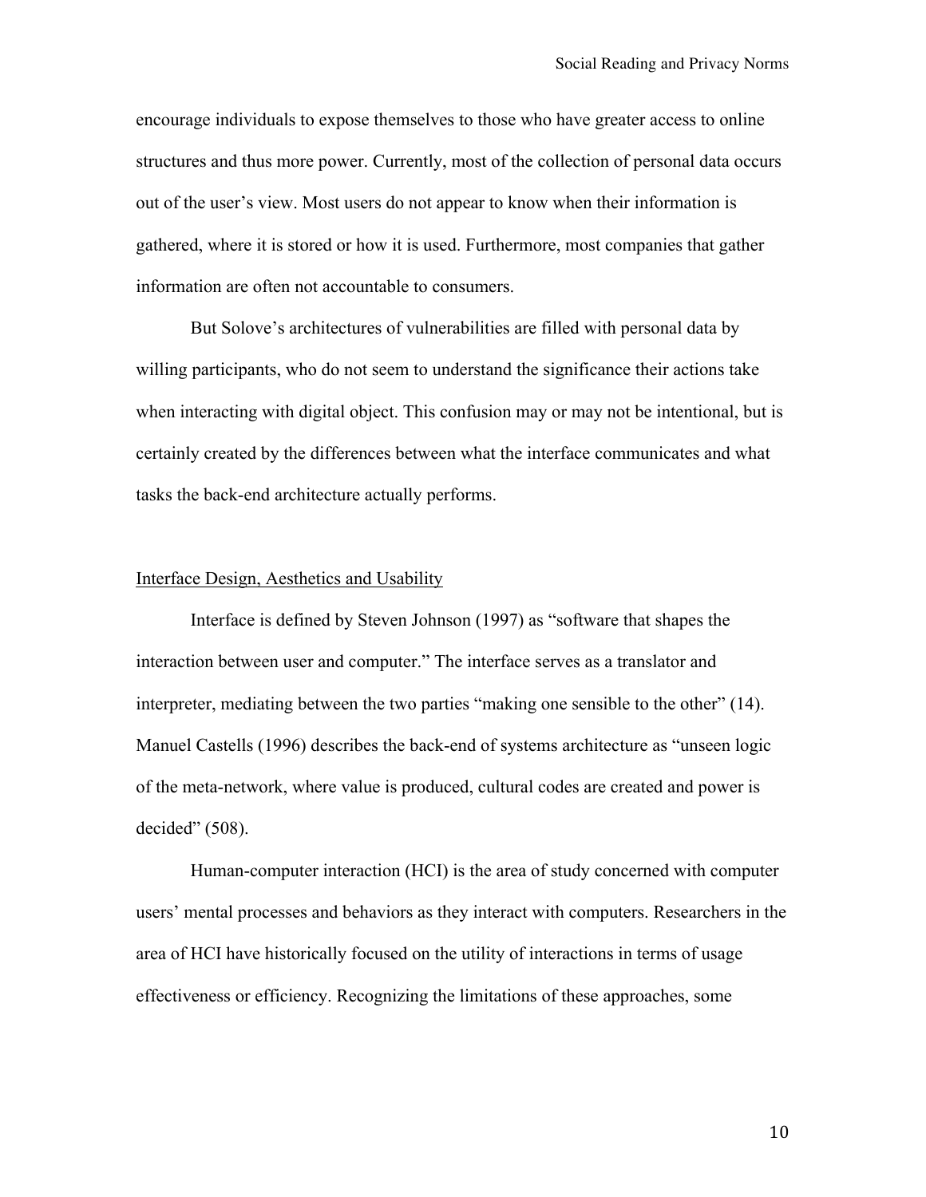encourage individuals to expose themselves to those who have greater access to online structures and thus more power. Currently, most of the collection of personal data occurs out of the user's view. Most users do not appear to know when their information is gathered, where it is stored or how it is used. Furthermore, most companies that gather information are often not accountable to consumers.

But Solove's architectures of vulnerabilities are filled with personal data by willing participants, who do not seem to understand the significance their actions take when interacting with digital object. This confusion may or may not be intentional, but is certainly created by the differences between what the interface communicates and what tasks the back-end architecture actually performs.

## Interface Design, Aesthetics and Usability

Interface is defined by Steven Johnson (1997) as "software that shapes the interaction between user and computer." The interface serves as a translator and interpreter, mediating between the two parties "making one sensible to the other" (14). Manuel Castells (1996) describes the back-end of systems architecture as "unseen logic of the meta-network, where value is produced, cultural codes are created and power is decided" (508).

Human-computer interaction (HCI) is the area of study concerned with computer users' mental processes and behaviors as they interact with computers. Researchers in the area of HCI have historically focused on the utility of interactions in terms of usage effectiveness or efficiency. Recognizing the limitations of these approaches, some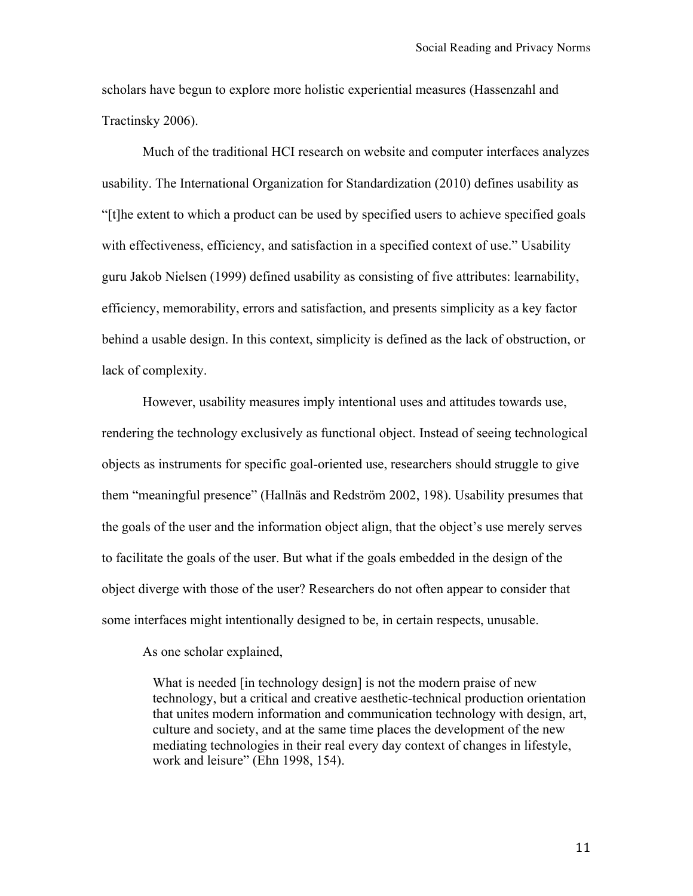scholars have begun to explore more holistic experiential measures (Hassenzahl and Tractinsky 2006).

Much of the traditional HCI research on website and computer interfaces analyzes usability. The International Organization for Standardization (2010) defines usability as "[t]he extent to which a product can be used by specified users to achieve specified goals with effectiveness, efficiency, and satisfaction in a specified context of use." Usability guru Jakob Nielsen (1999) defined usability as consisting of five attributes: learnability, efficiency, memorability, errors and satisfaction, and presents simplicity as a key factor behind a usable design. In this context, simplicity is defined as the lack of obstruction, or lack of complexity.

However, usability measures imply intentional uses and attitudes towards use, rendering the technology exclusively as functional object. Instead of seeing technological objects as instruments for specific goal-oriented use, researchers should struggle to give them "meaningful presence" (Hallnäs and Redström 2002, 198). Usability presumes that the goals of the user and the information object align, that the object's use merely serves to facilitate the goals of the user. But what if the goals embedded in the design of the object diverge with those of the user? Researchers do not often appear to consider that some interfaces might intentionally designed to be, in certain respects, unusable.

As one scholar explained,

> What is needed [in technology design] is not the modern praise of new technology, but a critical and creative aesthetic-technical production orientation that unites modern information and communication technology with design, art, culture and society, and at the same time places the development of the new mediating technologies in their real every day context of changes in lifestyle, work and leisure" (Ehn 1998, 154).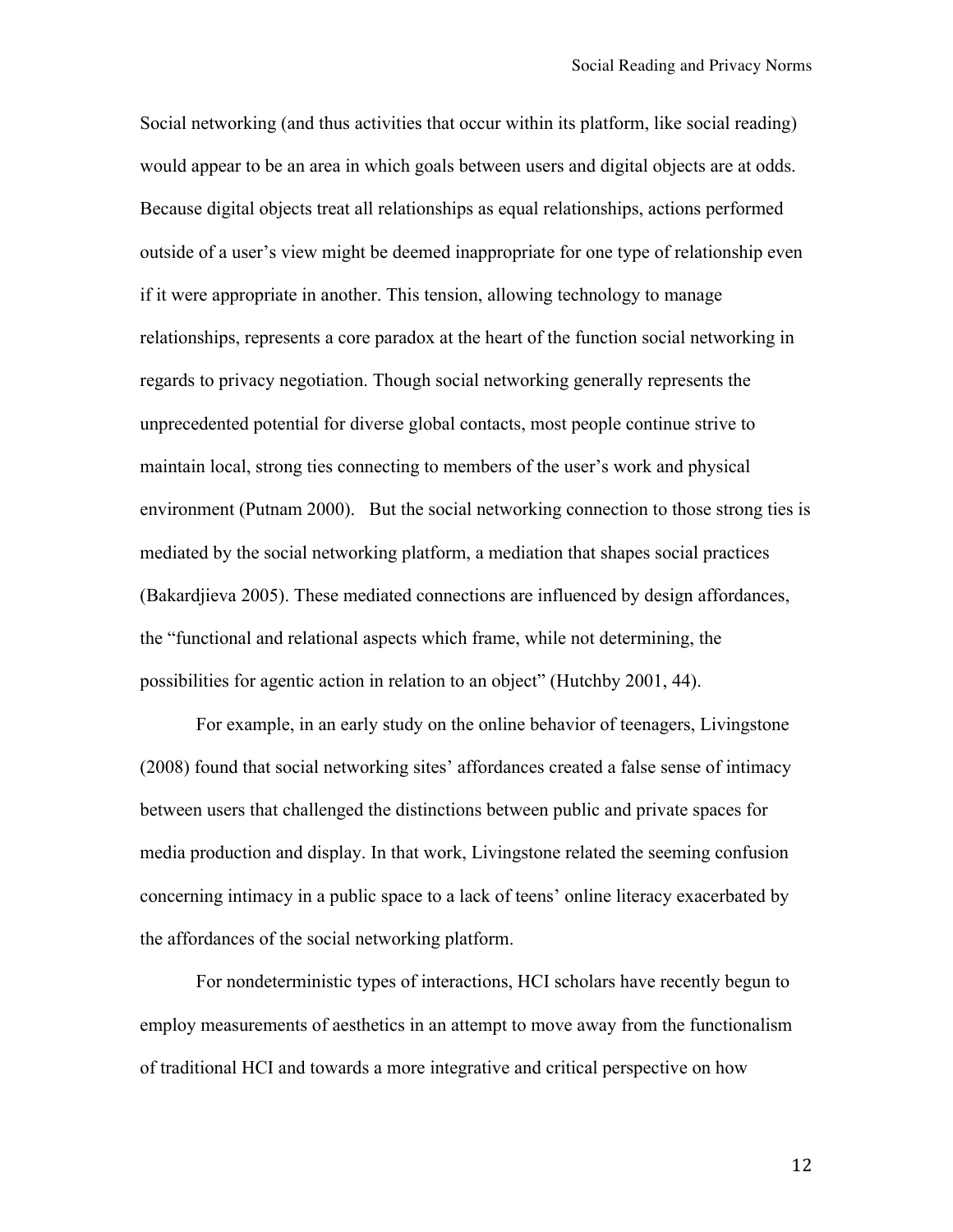Social networking (and thus activities that occur within its platform, like social reading) would appear to be an area in which goals between users and digital objects are at odds. Because digital objects treat all relationships as equal relationships, actions performed outside of a user's view might be deemed inappropriate for one type of relationship even if it were appropriate in another. This tension, allowing technology to manage relationships, represents a core paradox at the heart of the function social networking in regards to privacy negotiation. Though social networking generally represents the unprecedented potential for diverse global contacts, most people continue strive to maintain local, strong ties connecting to members of the user's work and physical environment (Putnam 2000). But the social networking connection to those strong ties is mediated by the social networking platform, a mediation that shapes social practices (Bakardjieva 2005). These mediated connections are influenced by design affordances, the "functional and relational aspects which frame, while not determining, the possibilities for agentic action in relation to an object" (Hutchby 2001, 44).

For example, in an early study on the online behavior of teenagers, Livingstone (2008) found that social networking sites' affordances created a false sense of intimacy between users that challenged the distinctions between public and private spaces for media production and display. In that work, Livingstone related the seeming confusion concerning intimacy in a public space to a lack of teens' online literacy exacerbated by the affordances of the social networking platform.

For nondeterministic types of interactions, HCI scholars have recently begun to employ measurements of aesthetics in an attempt to move away from the functionalism of traditional HCI and towards a more integrative and critical perspective on how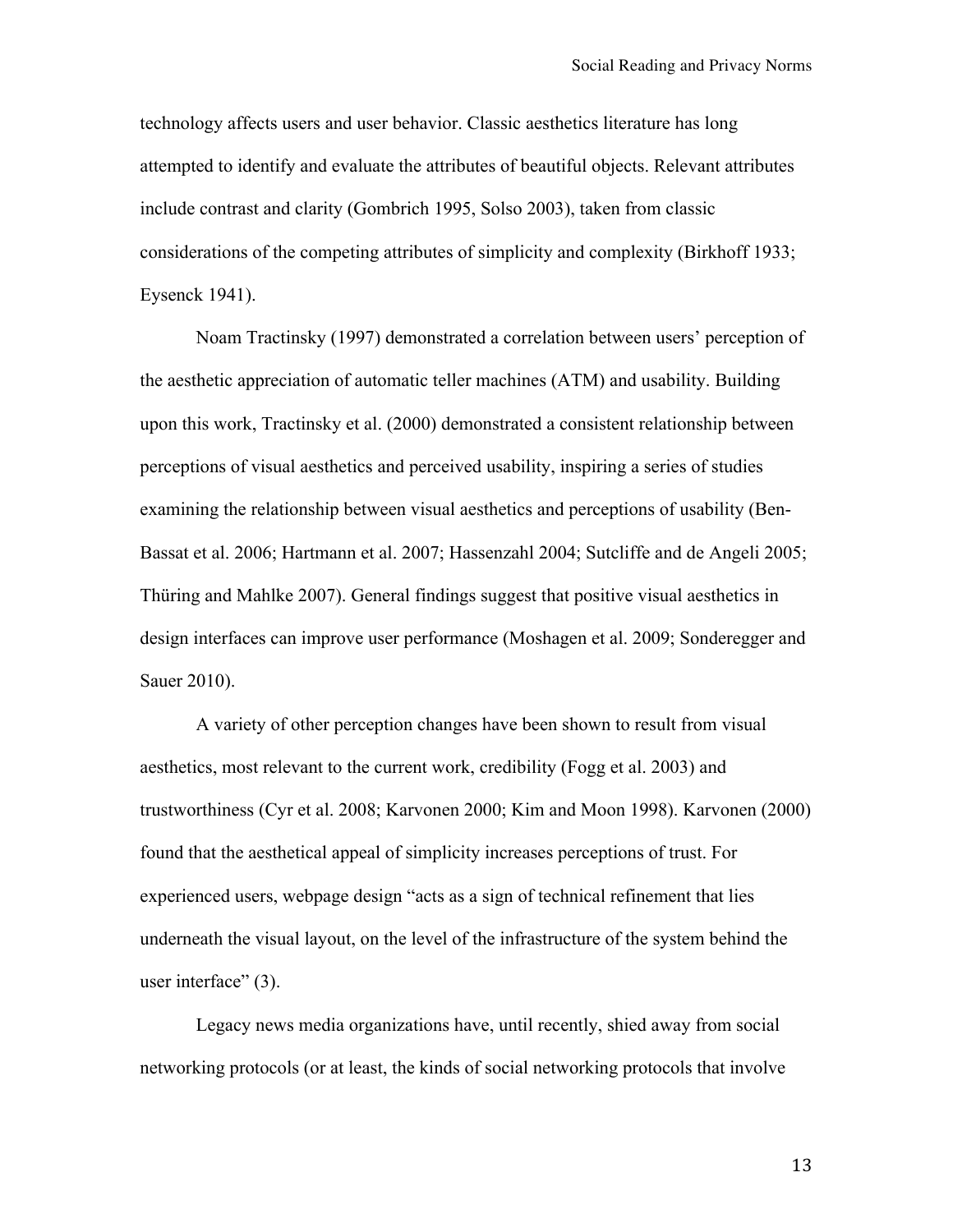technology affects users and user behavior. Classic aesthetics literature has long attempted to identify and evaluate the attributes of beautiful objects. Relevant attributes include contrast and clarity (Gombrich 1995, Solso 2003), taken from classic considerations of the competing attributes of simplicity and complexity (Birkhoff 1933; Eysenck 1941).

Noam Tractinsky (1997) demonstrated a correlation between users' perception of the aesthetic appreciation of automatic teller machines (ATM) and usability. Building upon this work, Tractinsky et al. (2000) demonstrated a consistent relationship between perceptions of visual aesthetics and perceived usability, inspiring a series of studies examining the relationship between visual aesthetics and perceptions of usability (Ben-Bassat et al. 2006; Hartmann et al. 2007; Hassenzahl 2004; Sutcliffe and de Angeli 2005; Thüring and Mahlke 2007). General findings suggest that positive visual aesthetics in design interfaces can improve user performance (Moshagen et al. 2009; Sonderegger and Sauer 2010).

A variety of other perception changes have been shown to result from visual aesthetics, most relevant to the current work, credibility (Fogg et al. 2003) and trustworthiness (Cyr et al. 2008; Karvonen 2000; Kim and Moon 1998). Karvonen (2000) found that the aesthetical appeal of simplicity increases perceptions of trust. For experienced users, webpage design "acts as a sign of technical refinement that lies underneath the visual layout, on the level of the infrastructure of the system behind the user interface" (3).

Legacy news media organizations have, until recently, shied away from social networking protocols (or at least, the kinds of social networking protocols that involve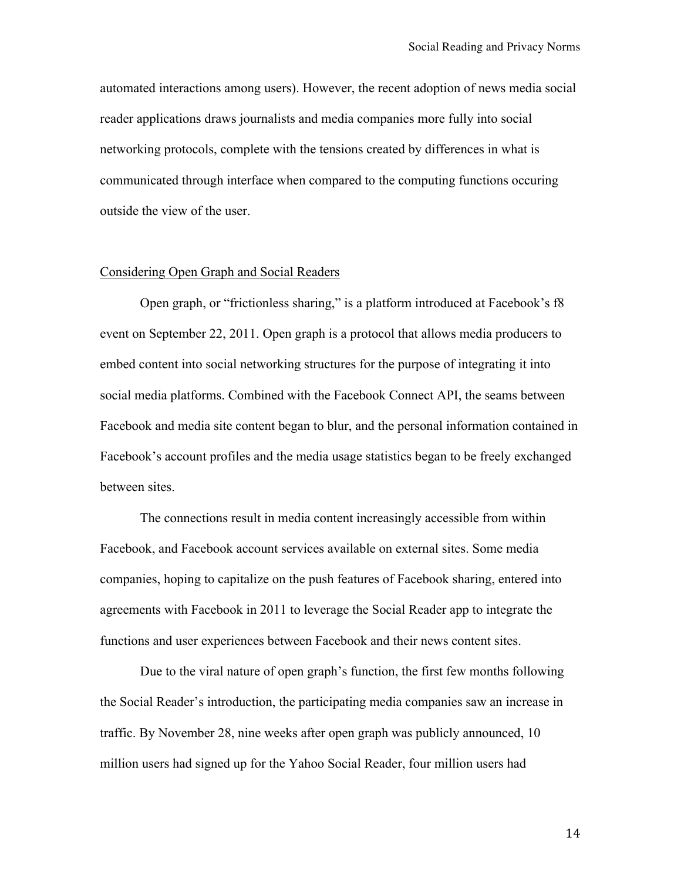automated interactions among users). However, the recent adoption of news media social reader applications draws journalists and media companies more fully into social networking protocols, complete with the tensions created by differences in what is communicated through interface when compared to the computing functions occuring outside the view of the user.

## Considering Open Graph and Social Readers

Open graph, or "frictionless sharing," is a platform introduced at Facebook's f8 event on September 22, 2011. Open graph is a protocol that allows media producers to embed content into social networking structures for the purpose of integrating it into social media platforms. Combined with the Facebook Connect API, the seams between Facebook and media site content began to blur, and the personal information contained in Facebook's account profiles and the media usage statistics began to be freely exchanged between sites.

The connections result in media content increasingly accessible from within Facebook, and Facebook account services available on external sites. Some media companies, hoping to capitalize on the push features of Facebook sharing, entered into agreements with Facebook in 2011 to leverage the Social Reader app to integrate the functions and user experiences between Facebook and their news content sites.

Due to the viral nature of open graph's function, the first few months following the Social Reader's introduction, the participating media companies saw an increase in traffic. By November 28, nine weeks after open graph was publicly announced, 10 million users had signed up for the Yahoo Social Reader, four million users had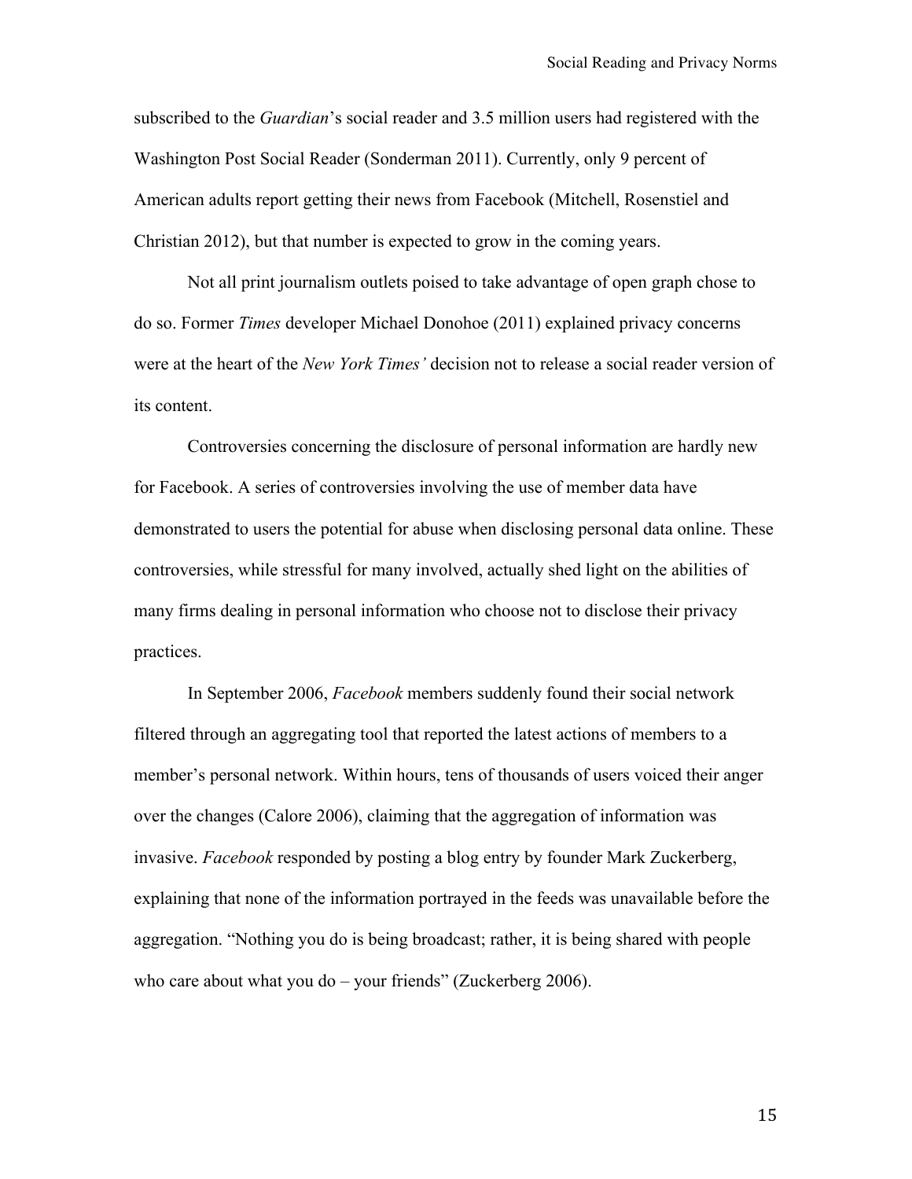subscribed to the *Guardian*'s social reader and 3.5 million users had registered with the Washington Post Social Reader (Sonderman 2011). Currently, only 9 percent of American adults report getting their news from Facebook (Mitchell, Rosenstiel and Christian 2012), but that number is expected to grow in the coming years.

Not all print journalism outlets poised to take advantage of open graph chose to do so. Former *Times* developer Michael Donohoe (2011) explained privacy concerns were at the heart of the *New York Times'* decision not to release a social reader version of its content.

Controversies concerning the disclosure of personal information are hardly new for Facebook. A series of controversies involving the use of member data have demonstrated to users the potential for abuse when disclosing personal data online. These controversies, while stressful for many involved, actually shed light on the abilities of many firms dealing in personal information who choose not to disclose their privacy practices.

In September 2006, *Facebook* members suddenly found their social network filtered through an aggregating tool that reported the latest actions of members to a member's personal network. Within hours, tens of thousands of users voiced their anger over the changes (Calore 2006), claiming that the aggregation of information was invasive. *Facebook* responded by posting a blog entry by founder Mark Zuckerberg, explaining that none of the information portrayed in the feeds was unavailable before the aggregation. "Nothing you do is being broadcast; rather, it is being shared with people who care about what you do – your friends" (Zuckerberg 2006).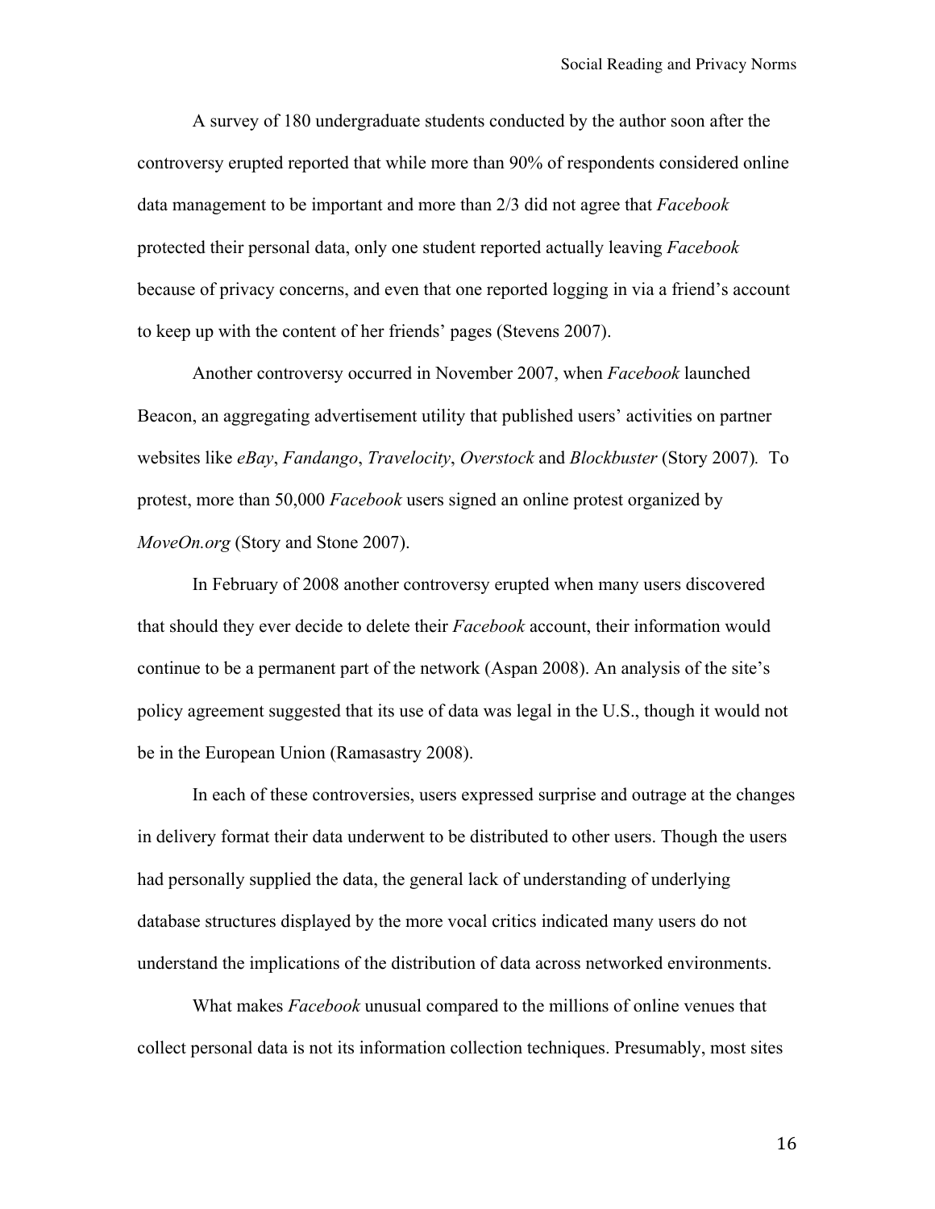A survey of 180 undergraduate students conducted by the author soon after the controversy erupted reported that while more than 90% of respondents considered online data management to be important and more than 2/3 did not agree that *Facebook* protected their personal data, only one student reported actually leaving *Facebook* because of privacy concerns, and even that one reported logging in via a friend's account to keep up with the content of her friends' pages (Stevens 2007).

Another controversy occurred in November 2007, when *Facebook* launched Beacon, an aggregating advertisement utility that published users' activities on partner websites like *eBay*, *Fandango*, *Travelocity*, *Overstock* and *Blockbuster* (Story 2007). To protest, more than 50,000 *Facebook* users signed an online protest organized by *MoveOn.org* (Story and Stone 2007).

In February of 2008 another controversy erupted when many users discovered that should they ever decide to delete their *Facebook* account, their information would continue to be a permanent part of the network (Aspan 2008). An analysis of the site's policy agreement suggested that its use of data was legal in the U.S., though it would not be in the European Union (Ramasastry 2008).

In each of these controversies, users expressed surprise and outrage at the changes in delivery format their data underwent to be distributed to other users. Though the users had personally supplied the data, the general lack of understanding of underlying database structures displayed by the more vocal critics indicated many users do not understand the implications of the distribution of data across networked environments.

What makes *Facebook* unusual compared to the millions of online venues that collect personal data is not its information collection techniques. Presumably, most sites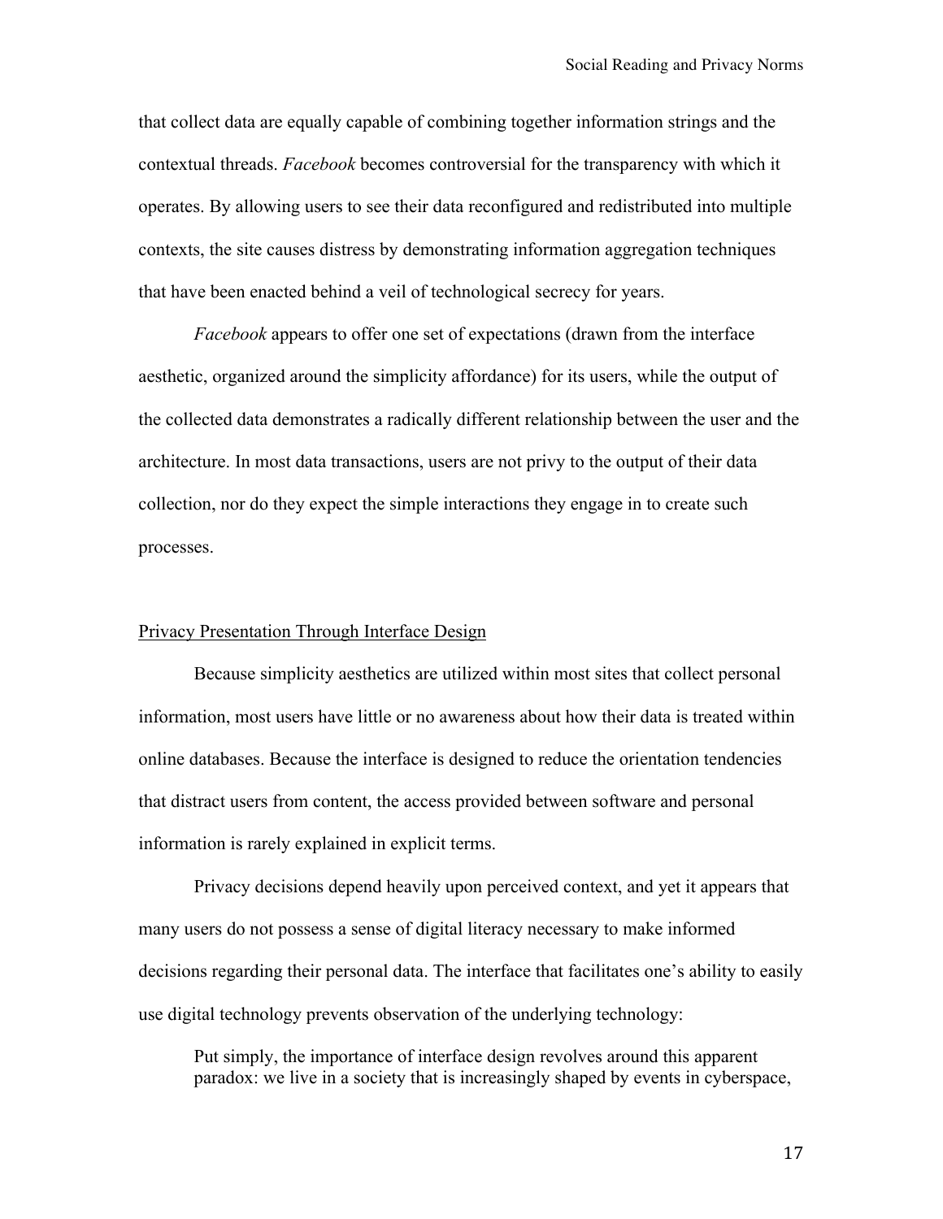that collect data are equally capable of combining together information strings and the contextual threads. *Facebook* becomes controversial for the transparency with which it operates. By allowing users to see their data reconfigured and redistributed into multiple contexts, the site causes distress by demonstrating information aggregation techniques that have been enacted behind a veil of technological secrecy for years.

*Facebook* appears to offer one set of expectations (drawn from the interface aesthetic, organized around the simplicity affordance) for its users, while the output of the collected data demonstrates a radically different relationship between the user and the architecture. In most data transactions, users are not privy to the output of their data collection, nor do they expect the simple interactions they engage in to create such processes.

<u>Privacy Presentation Through Interface Design</u>

Because simplicity aesthetics are utilized within most sites that collect personal information, most users have little or no awareness about how their data is treated within online databases. Because the interface is designed to reduce the orientation tendencies that distract users from content, the access provided between software and personal information is rarely explained in explicit terms.

Privacy decisions depend heavily upon perceived context, and yet it appears that many users do not possess a sense of digital literacy necessary to make informed decisions regarding their personal data. The interface that facilitates one's ability to easily use digital technology prevents observation of the underlying technology:

> Put simply, the importance of interface design revolves around this apparent paradox: we live in a society that is increasingly shaped by events in cyberspace,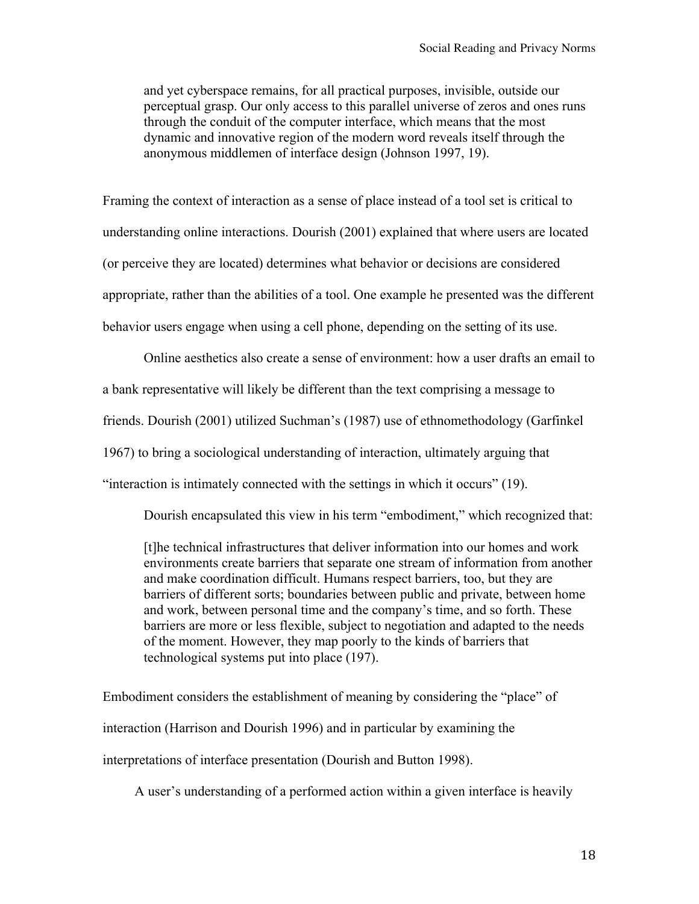> and yet cyberspace remains, for all practical purposes, invisible, outside our perceptual grasp. Our only access to this parallel universe of zeros and ones runs through the conduit of the computer interface, which means that the most dynamic and innovative region of the modern word reveals itself through the anonymous middlemen of interface design (Johnson 1997, 19).

Framing the context of interaction as a sense of place instead of a tool set is critical to understanding online interactions. Dourish (2001) explained that where users are located (or perceive they are located) determines what behavior or decisions are considered appropriate, rather than the abilities of a tool. One example he presented was the different behavior users engage when using a cell phone, depending on the setting of its use.

Online aesthetics also create a sense of environment: how a user drafts an email to a bank representative will likely be different than the text comprising a message to friends. Dourish (2001) utilized Suchman's (1987) use of ethnomethodology (Garfinkel 1967) to bring a sociological understanding of interaction, ultimately arguing that "interaction is intimately connected with the settings in which it occurs" (19).

Dourish encapsulated this view in his term "embodiment," which recognized that:

> [t]he technical infrastructures that deliver information into our homes and work environments create barriers that separate one stream of information from another and make coordination difficult. Humans respect barriers, too, but they are barriers of different sorts; boundaries between public and private, between home and work, between personal time and the company's time, and so forth. These barriers are more or less flexible, subject to negotiation and adapted to the needs of the moment. However, they map poorly to the kinds of barriers that technological systems put into place (197).

Embodiment considers the establishment of meaning by considering the "place" of interaction (Harrison and Dourish 1996) and in particular by examining the interpretations of interface presentation (Dourish and Button 1998).

A user's understanding of a performed action within a given interface is heavily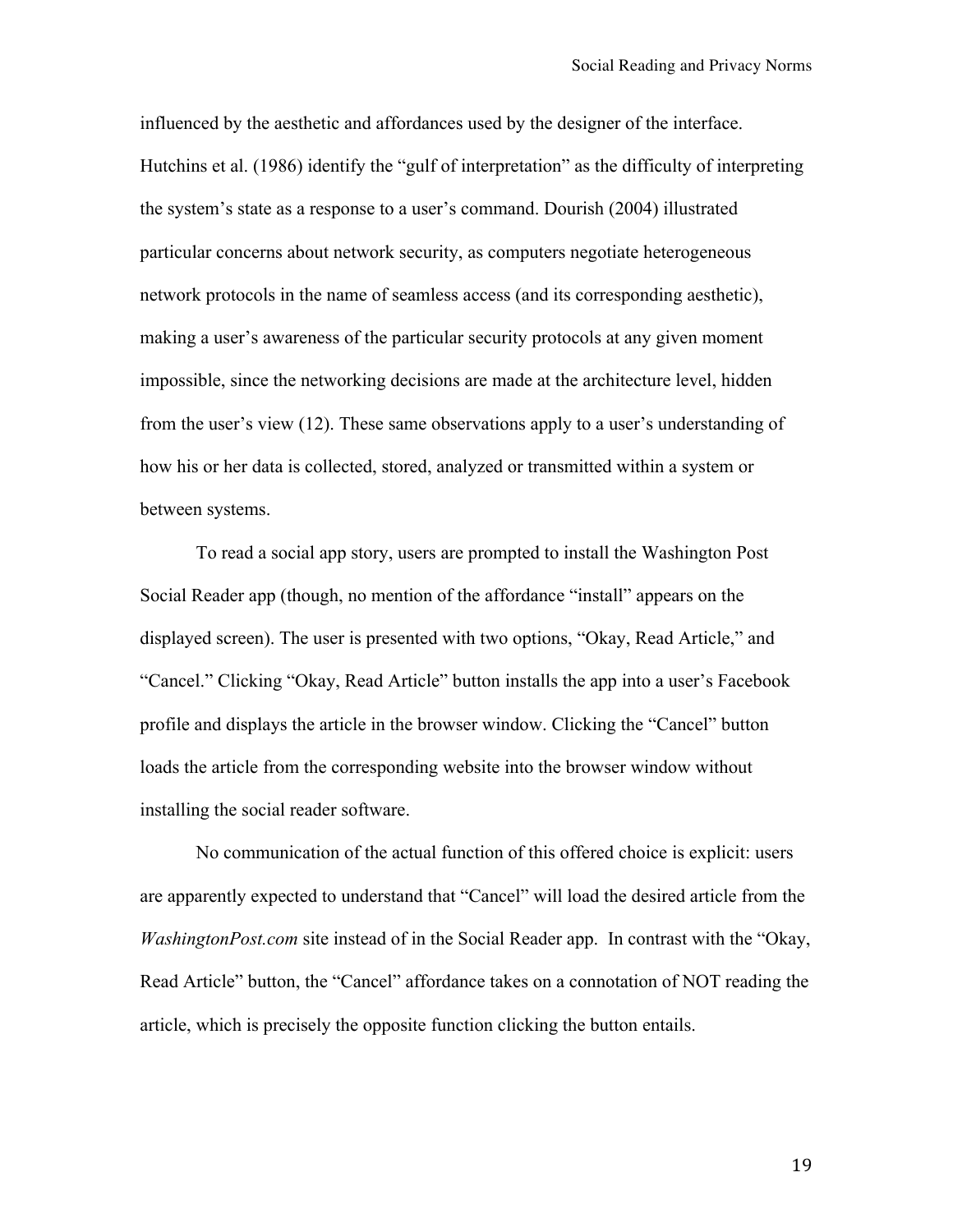influenced by the aesthetic and affordances used by the designer of the interface. Hutchins et al. (1986) identify the "gulf of interpretation" as the difficulty of interpreting the system's state as a response to a user's command. Dourish (2004) illustrated particular concerns about network security, as computers negotiate heterogeneous network protocols in the name of seamless access (and its corresponding aesthetic), making a user's awareness of the particular security protocols at any given moment impossible, since the networking decisions are made at the architecture level, hidden from the user's view (12). These same observations apply to a user's understanding of how his or her data is collected, stored, analyzed or transmitted within a system or between systems.

To read a social app story, users are prompted to install the Washington Post Social Reader app (though, no mention of the affordance "install" appears on the displayed screen). The user is presented with two options, "Okay, Read Article," and "Cancel." Clicking "Okay, Read Article" button installs the app into a user's Facebook profile and displays the article in the browser window. Clicking the "Cancel" button loads the article from the corresponding website into the browser window without installing the social reader software.

No communication of the actual function of this offered choice is explicit: users are apparently expected to understand that "Cancel" will load the desired article from the *WashingtonPost.com* site instead of in the Social Reader app. In contrast with the "Okay, Read Article" button, the "Cancel" affordance takes on a connotation of NOT reading the article, which is precisely the opposite function clicking the button entails.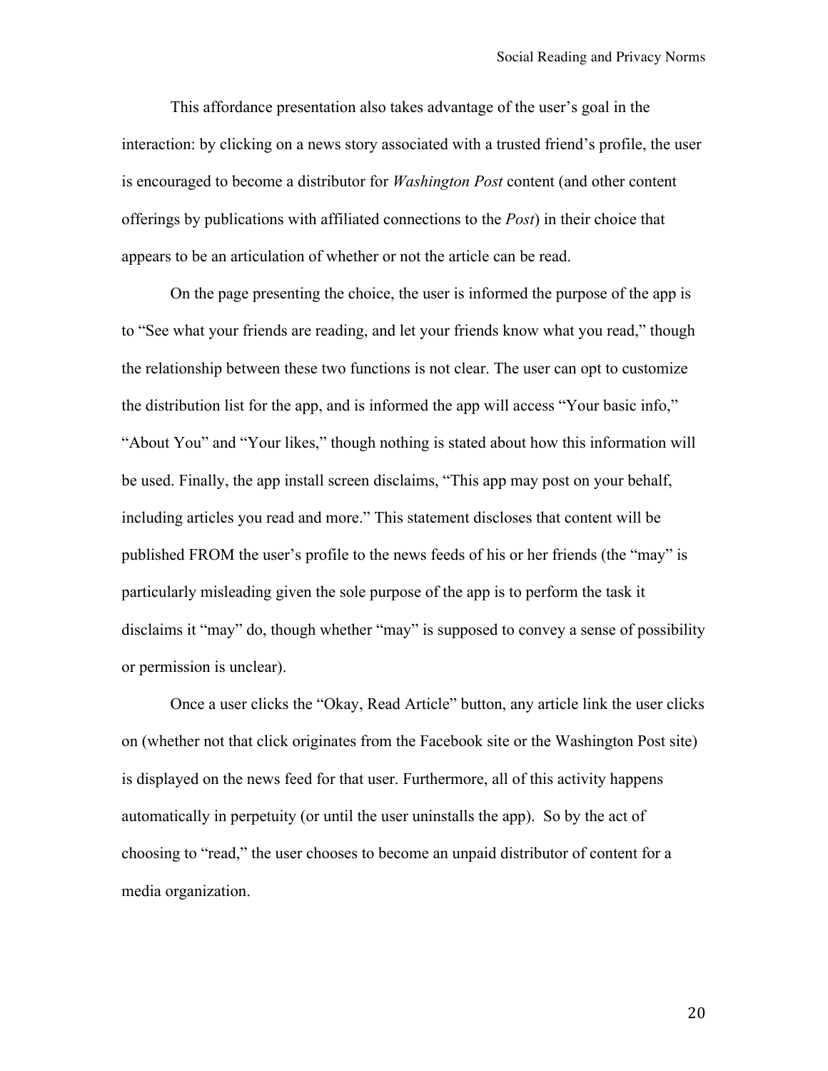This affordance presentation also takes advantage of the user's goal in the interaction: by clicking on a news story associated with a trusted friend's profile, the user is encouraged to become a distributor for *Washington Post* content (and other content offerings by publications with affiliated connections to the *Post*) in their choice that appears to be an articulation of whether or not the article can be read.

On the page presenting the choice, the user is informed the purpose of the app is to "See what your friends are reading, and let your friends know what you read," though the relationship between these two functions is not clear. The user can opt to customize the distribution list for the app, and is informed the app will access "Your basic info," "About You" and "Your likes," though nothing is stated about how this information will be used. Finally, the app install screen disclaims, "This app may post on your behalf, including articles you read and more." This statement discloses that content will be published FROM the user's profile to the news feeds of his or her friends (the "may" is particularly misleading given the sole purpose of the app is to perform the task it disclaims it "may" do, though whether "may" is supposed to convey a sense of possibility or permission is unclear).

Once a user clicks the "Okay, Read Article" button, any article link the user clicks on (whether not that click originates from the Facebook site or the Washington Post site) is displayed on the news feed for that user. Furthermore, all of this activity happens automatically in perpetuity (or until the user uninstalls the app). So by the act of choosing to "read," the user chooses to become an unpaid distributor of content for a media organization.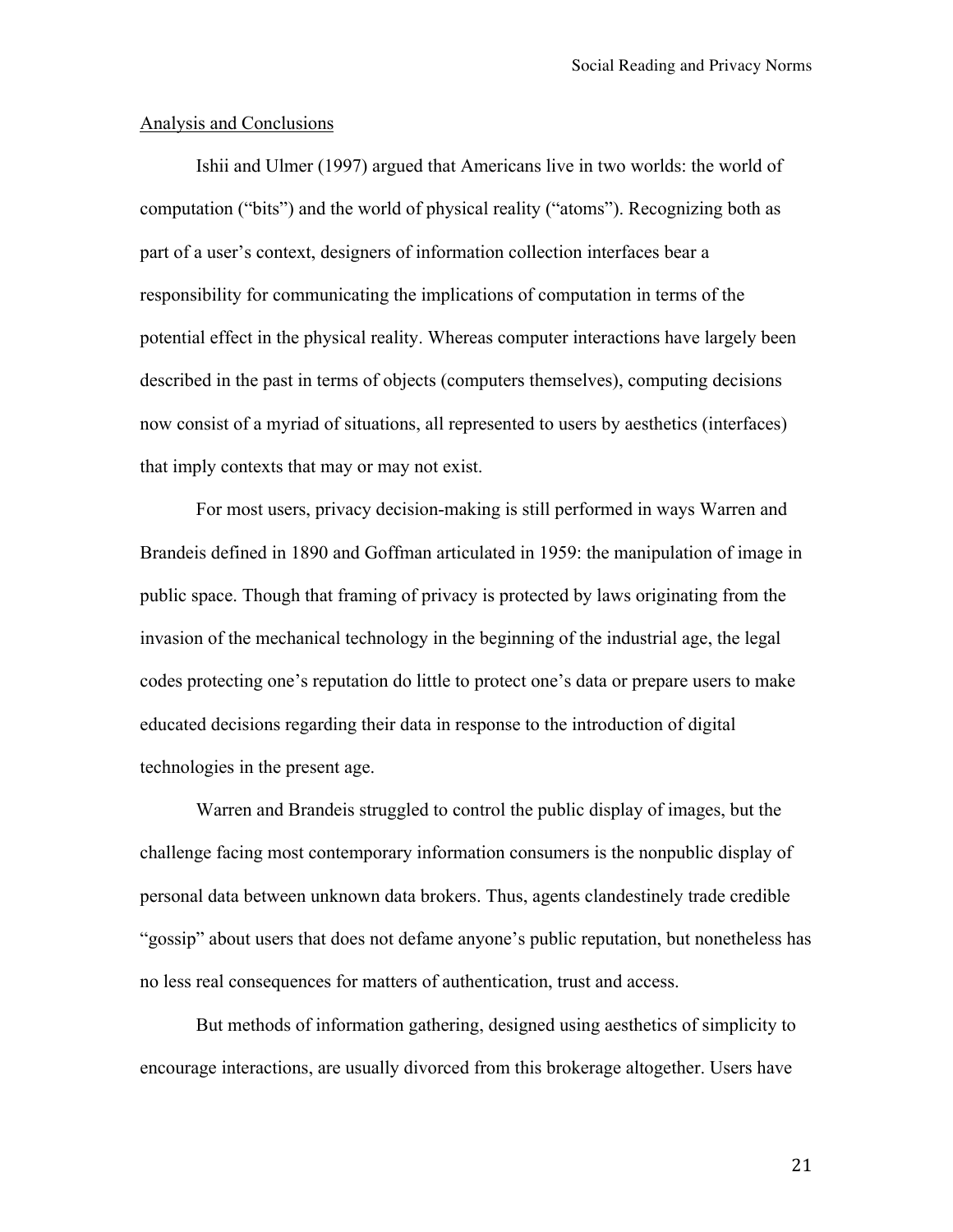## Analysis and Conclusions

Ishii and Ulmer (1997) argued that Americans live in two worlds: the world of computation ("bits") and the world of physical reality ("atoms"). Recognizing both as part of a user's context, designers of information collection interfaces bear a responsibility for communicating the implications of computation in terms of the potential effect in the physical reality. Whereas computer interactions have largely been described in the past in terms of objects (computers themselves), computing decisions now consist of a myriad of situations, all represented to users by aesthetics (interfaces) that imply contexts that may or may not exist.

For most users, privacy decision-making is still performed in ways Warren and Brandeis defined in 1890 and Goffman articulated in 1959: the manipulation of image in public space. Though that framing of privacy is protected by laws originating from the invasion of the mechanical technology in the beginning of the industrial age, the legal codes protecting one's reputation do little to protect one's data or prepare users to make educated decisions regarding their data in response to the introduction of digital technologies in the present age.

Warren and Brandeis struggled to control the public display of images, but the challenge facing most contemporary information consumers is the nonpublic display of personal data between unknown data brokers. Thus, agents clandestinely trade credible "gossip" about users that does not defame anyone's public reputation, but nonetheless has no less real consequences for matters of authentication, trust and access.

But methods of information gathering, designed using aesthetics of simplicity to encourage interactions, are usually divorced from this brokerage altogether. Users have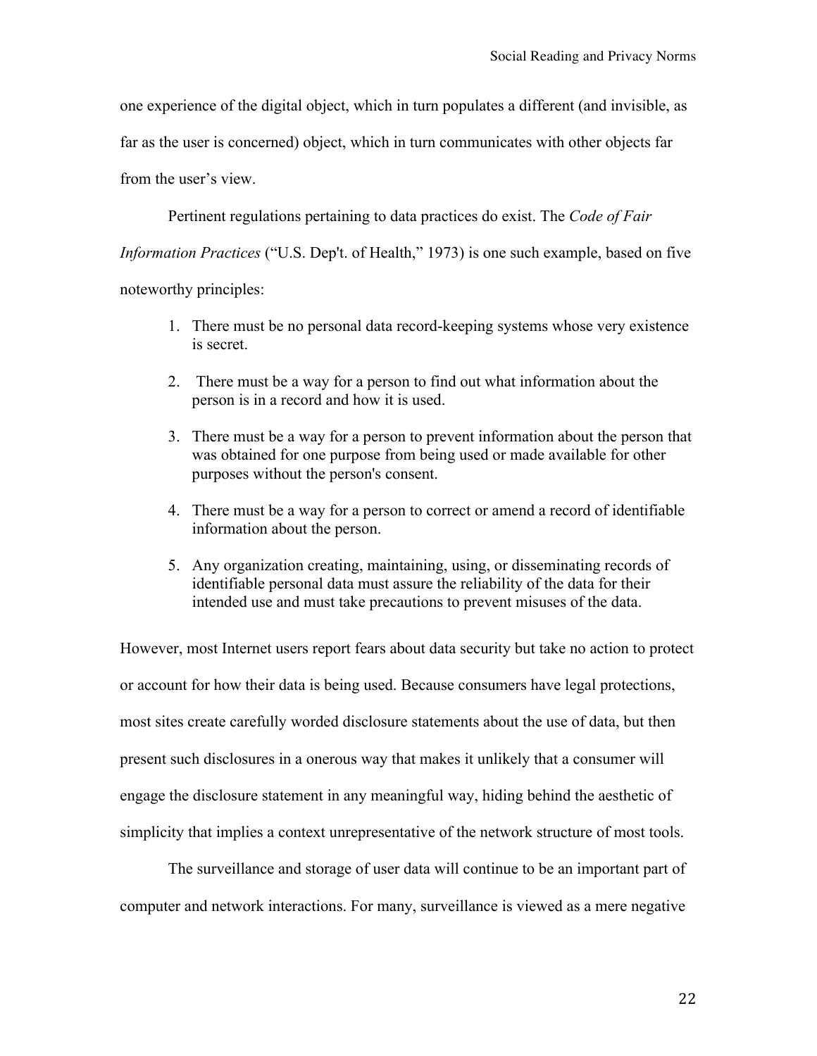one experience of the digital object, which in turn populates a different (and invisible, as far as the user is concerned) object, which in turn communicates with other objects far from the user's view.

Pertinent regulations pertaining to data practices do exist. The *Code of Fair Information Practices* ("U.S. Dep't. of Health," 1973) is one such example, based on five noteworthy principles:

1. There must be no personal data record-keeping systems whose very existence is secret.
2. There must be a way for a person to find out what information about the person is in a record and how it is used.
3. There must be a way for a person to prevent information about the person that was obtained for one purpose from being used or made available for other purposes without the person's consent.
4. There must be a way for a person to correct or amend a record of identifiable information about the person.
5. Any organization creating, maintaining, using, or disseminating records of identifiable personal data must assure the reliability of the data for their intended use and must take precautions to prevent misuses of the data.

However, most Internet users report fears about data security but take no action to protect or account for how their data is being used. Because consumers have legal protections, most sites create carefully worded disclosure statements about the use of data, but then present such disclosures in a onerous way that makes it unlikely that a consumer will engage the disclosure statement in any meaningful way, hiding behind the aesthetic of simplicity that implies a context unrepresentative of the network structure of most tools.

The surveillance and storage of user data will continue to be an important part of computer and network interactions. For many, surveillance is viewed as a mere negative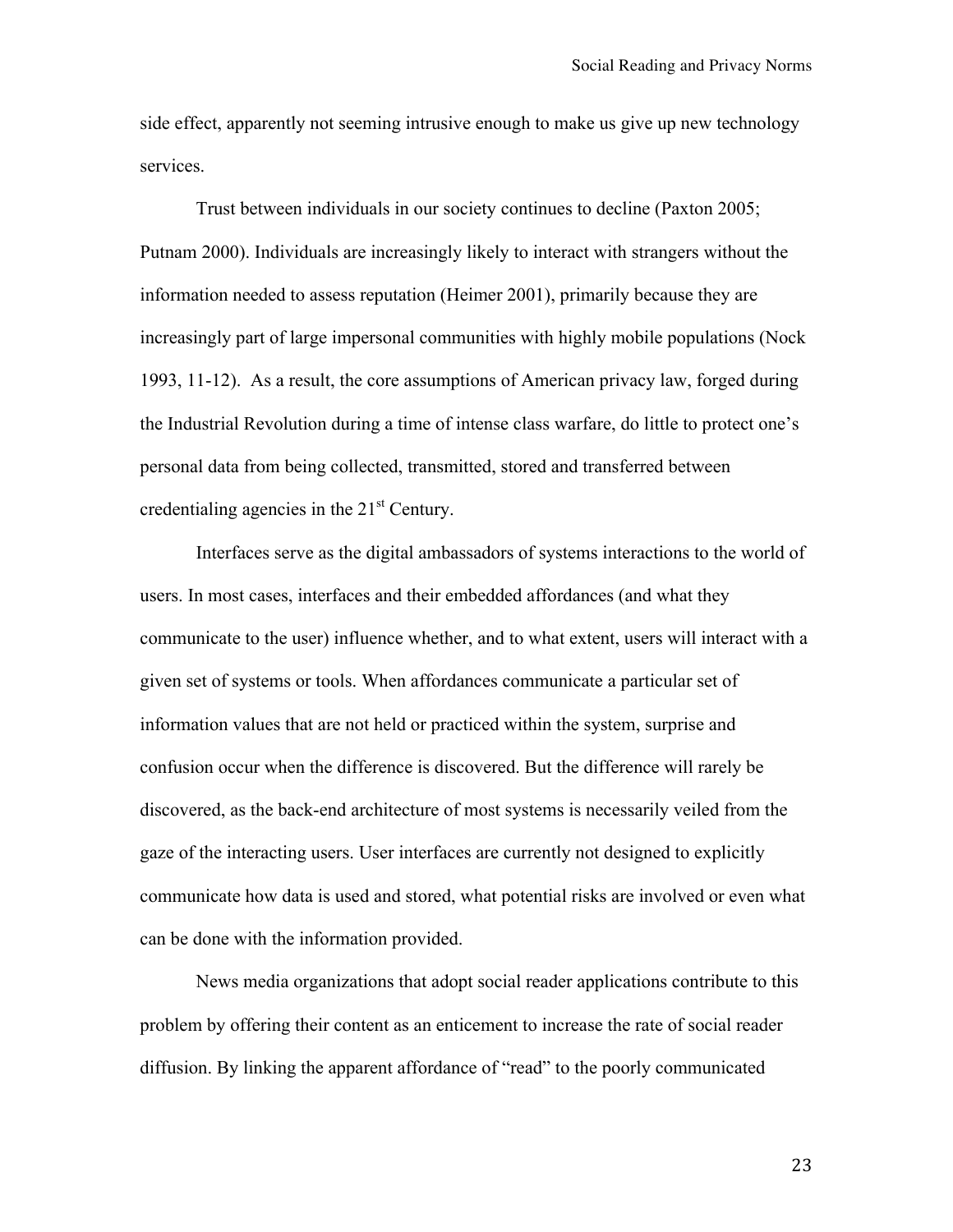side effect, apparently not seeming intrusive enough to make us give up new technology services.

Trust between individuals in our society continues to decline (Paxton 2005; Putnam 2000). Individuals are increasingly likely to interact with strangers without the information needed to assess reputation (Heimer 2001), primarily because they are increasingly part of large impersonal communities with highly mobile populations (Nock 1993, 11-12). As a result, the core assumptions of American privacy law, forged during the Industrial Revolution during a time of intense class warfare, do little to protect one's personal data from being collected, transmitted, stored and transferred between credentialing agencies in the 21st Century.

Interfaces serve as the digital ambassadors of systems interactions to the world of users. In most cases, interfaces and their embedded affordances (and what they communicate to the user) influence whether, and to what extent, users will interact with a given set of systems or tools. When affordances communicate a particular set of information values that are not held or practiced within the system, surprise and confusion occur when the difference is discovered. But the difference will rarely be discovered, as the back-end architecture of most systems is necessarily veiled from the gaze of the interacting users. User interfaces are currently not designed to explicitly communicate how data is used and stored, what potential risks are involved or even what can be done with the information provided.

News media organizations that adopt social reader applications contribute to this problem by offering their content as an enticement to increase the rate of social reader diffusion. By linking the apparent affordance of "read" to the poorly communicated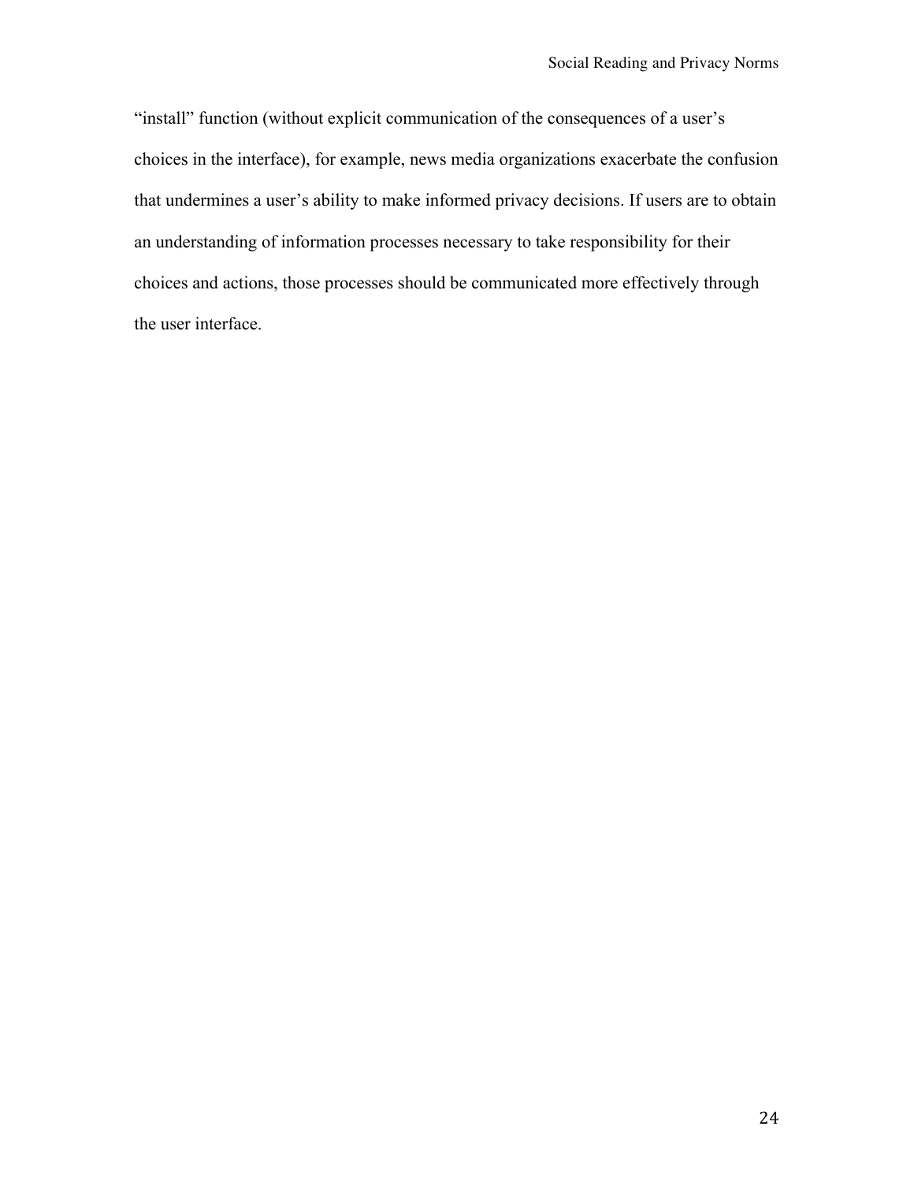"install" function (without explicit communication of the consequences of a user's choices in the interface), for example, news media organizations exacerbate the confusion that undermines a user's ability to make informed privacy decisions. If users are to obtain an understanding of information processes necessary to take responsibility for their choices and actions, those processes should be communicated more effectively through the user interface.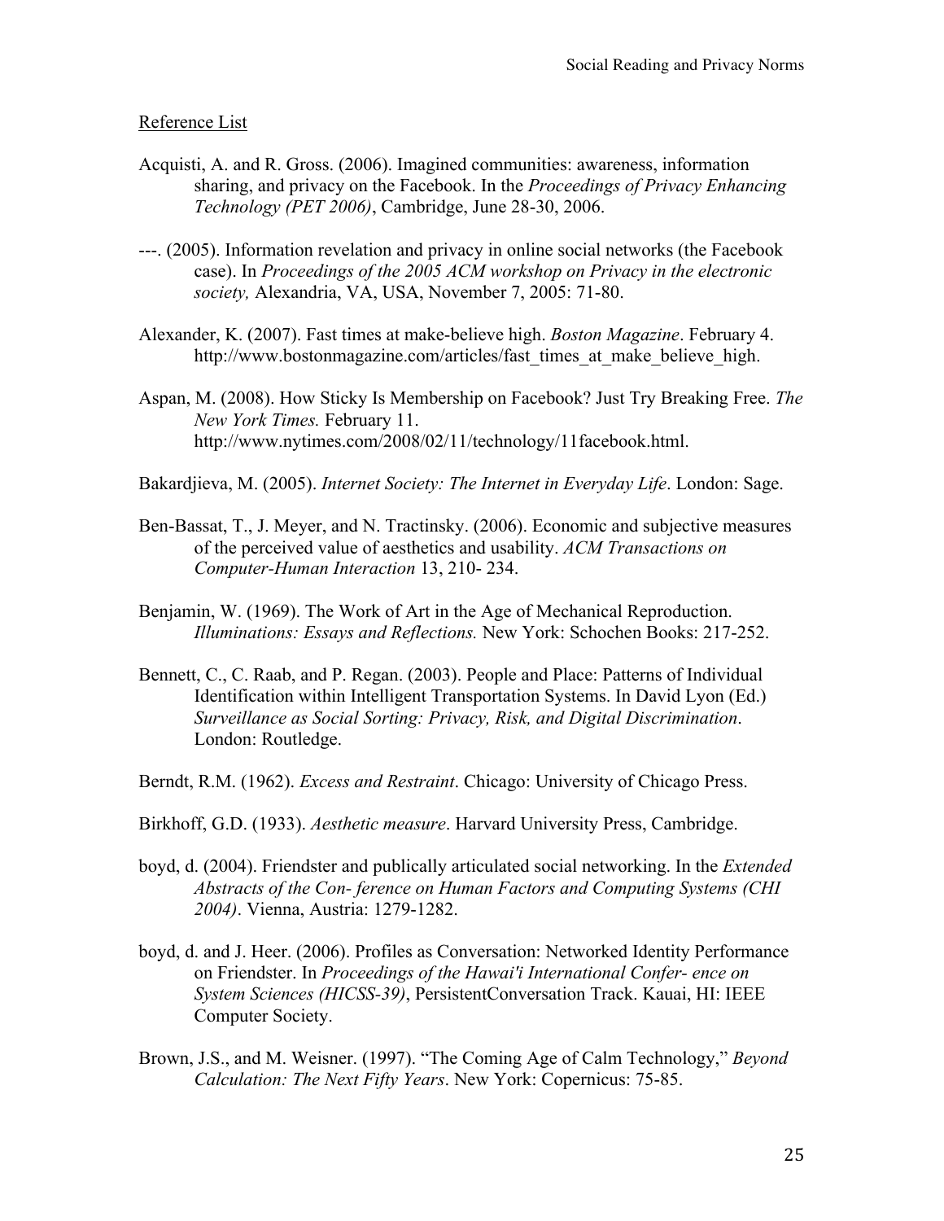Reference List

Acquisti, A. and R. Gross. (2006). Imagined communities: awareness, information sharing, and privacy on the Facebook. In the *Proceedings of Privacy Enhancing Technology (PET 2006)*, Cambridge, June 28-30, 2006.

---. (2005). Information revelation and privacy in online social networks (the Facebook case). In *Proceedings of the 2005 ACM workshop on Privacy in the electronic society,* Alexandria, VA, USA, November 7, 2005: 71-80.

Alexander, K. (2007). Fast times at make-believe high. *Boston Magazine*. February 4. http://www.bostonmagazine.com/articles/fast_times_at_make_believe_high.

Aspan, M. (2008). How Sticky Is Membership on Facebook? Just Try Breaking Free. *The New York Times.* February 11. http://www.nytimes.com/2008/02/11/technology/11facebook.html.

Bakardjieva, M. (2005). *Internet Society: The Internet in Everyday Life*. London: Sage.

Ben-Bassat, T., J. Meyer, and N. Tractinsky. (2006). Economic and subjective measures of the perceived value of aesthetics and usability. *ACM Transactions on Computer-Human Interaction* 13, 210- 234.

Benjamin, W. (1969). The Work of Art in the Age of Mechanical Reproduction. *Illuminations: Essays and Reflections.* New York: Schochen Books: 217-252.

Bennett, C., C. Raab, and P. Regan. (2003). People and Place: Patterns of Individual Identification within Intelligent Transportation Systems. In David Lyon (Ed.) *Surveillance as Social Sorting: Privacy, Risk, and Digital Discrimination*. London: Routledge.

Berndt, R.M. (1962). *Excess and Restraint*. Chicago: University of Chicago Press.

Birkhoff, G.D. (1933). *Aesthetic measure*. Harvard University Press, Cambridge.

boyd, d. (2004). Friendster and publically articulated social networking. In the *Extended Abstracts of the Con- ference on Human Factors and Computing Systems (CHI 2004)*. Vienna, Austria: 1279-1282.

boyd, d. and J. Heer. (2006). Profiles as Conversation: Networked Identity Performance on Friendster. In *Proceedings of the Hawai'i International Confer- ence on System Sciences (HICSS-39)*, PersistentConversation Track. Kauai, HI: IEEE Computer Society.

Brown, J.S., and M. Weisner. (1997). "The Coming Age of Calm Technology," *Beyond Calculation: The Next Fifty Years*. New York: Copernicus: 75-85.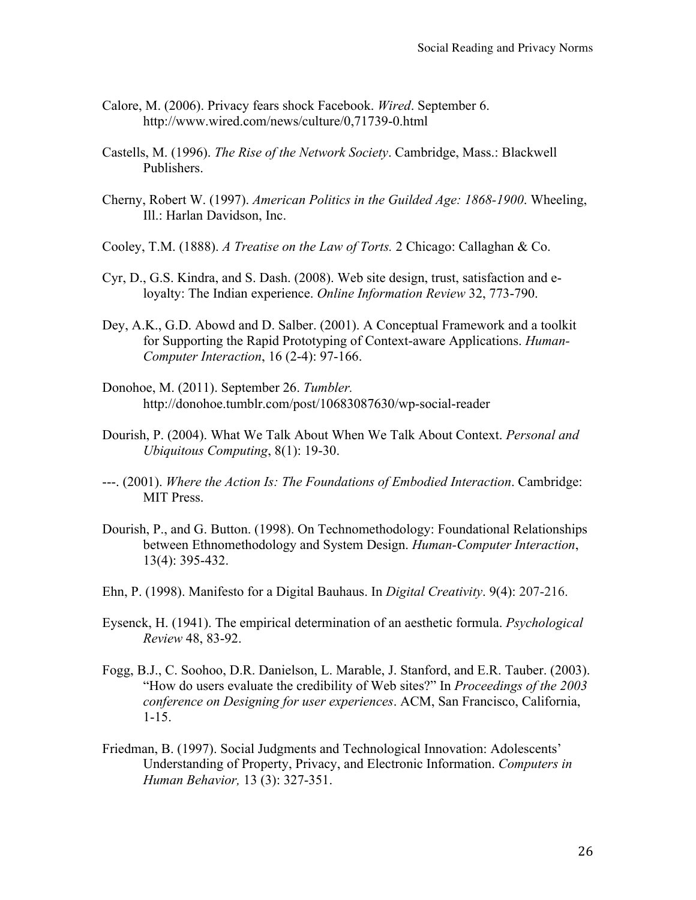Calore, M. (2006). Privacy fears shock Facebook. *Wired*. September 6. http://www.wired.com/news/culture/0,71739-0.html

Castells, M. (1996). *The Rise of the Network Society*. Cambridge, Mass.: Blackwell Publishers.

Cherny, Robert W. (1997). *American Politics in the Guilded Age: 1868-1900*. Wheeling, Ill.: Harlan Davidson, Inc.

Cooley, T.M. (1888). *A Treatise on the Law of Torts.* 2 Chicago: Callaghan & Co.

Cyr, D., G.S. Kindra, and S. Dash. (2008). Web site design, trust, satisfaction and e-loyalty: The Indian experience. *Online Information Review* 32, 773-790.

Dey, A.K., G.D. Abowd and D. Salber. (2001). A Conceptual Framework and a toolkit for Supporting the Rapid Prototyping of Context-aware Applications. *Human-Computer Interaction*, 16 (2-4): 97-166.

Donohoe, M. (2011). September 26. *Tumbler.* http://donohoe.tumblr.com/post/10683087630/wp-social-reader

Dourish, P. (2004). What We Talk About When We Talk About Context. *Personal and Ubiquitous Computing*, 8(1): 19-30.

---. (2001). *Where the Action Is: The Foundations of Embodied Interaction*. Cambridge: MIT Press.

Dourish, P., and G. Button. (1998). On Technomethodology: Foundational Relationships between Ethnomethodology and System Design. *Human-Computer Interaction*, 13(4): 395-432.

Ehn, P. (1998). Manifesto for a Digital Bauhaus. In *Digital Creativity*. 9(4): 207-216.

Eysenck, H. (1941). The empirical determination of an aesthetic formula. *Psychological Review* 48, 83-92.

Fogg, B.J., C. Soohoo, D.R. Danielson, L. Marable, J. Stanford, and E.R. Tauber. (2003). "How do users evaluate the credibility of Web sites?" In *Proceedings of the 2003 conference on Designing for user experiences*. ACM, San Francisco, California, 1-15.

Friedman, B. (1997). Social Judgments and Technological Innovation: Adolescents' Understanding of Property, Privacy, and Electronic Information. *Computers in Human Behavior,* 13 (3): 327-351.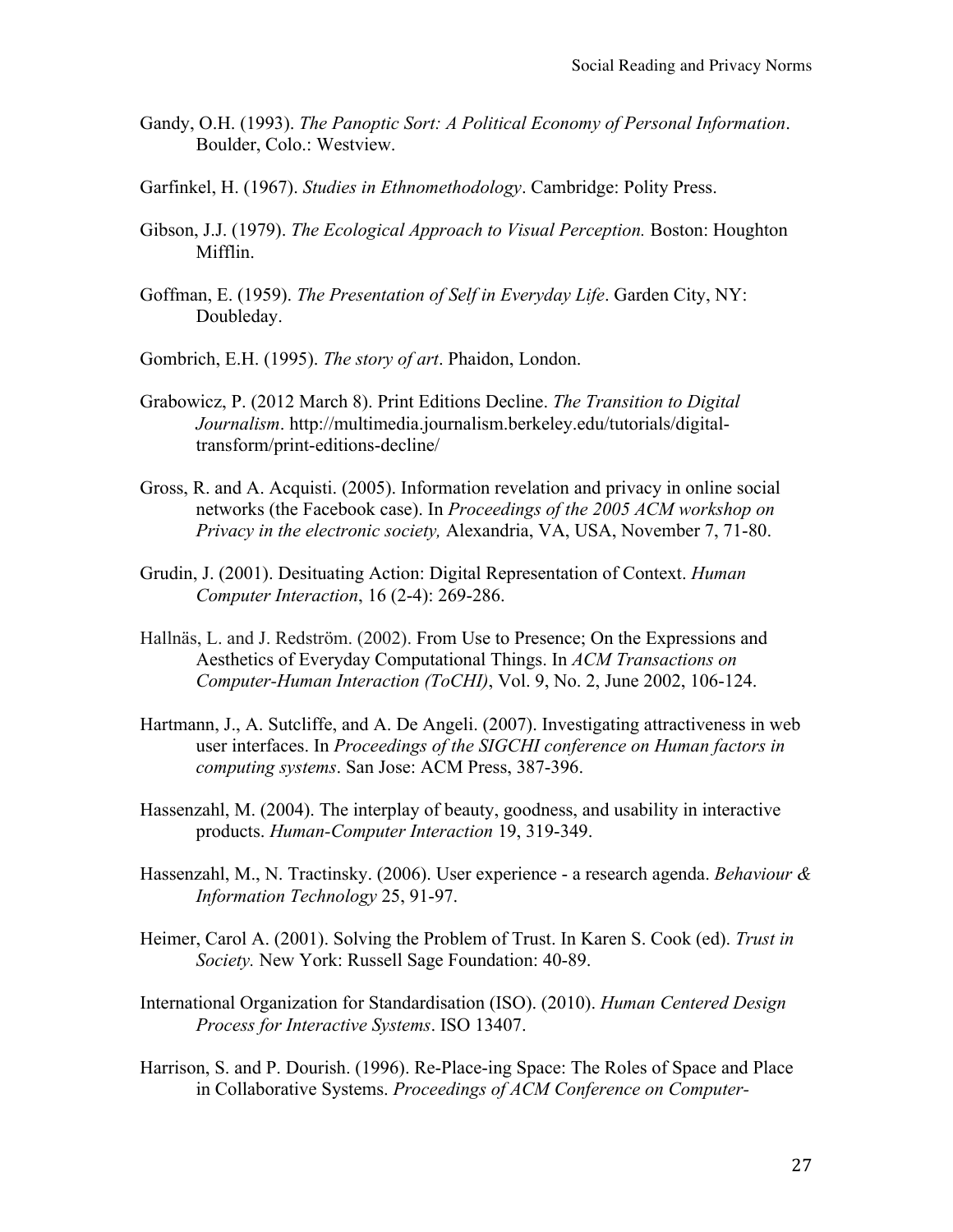Gandy, O.H. (1993). *The Panoptic Sort: A Political Economy of Personal Information*. Boulder, Colo.: Westview.

Garfinkel, H. (1967). *Studies in Ethnomethodology*. Cambridge: Polity Press.

Gibson, J.J. (1979). *The Ecological Approach to Visual Perception.* Boston: Houghton Mifflin.

Goffman, E. (1959). *The Presentation of Self in Everyday Life*. Garden City, NY: Doubleday.

Gombrich, E.H. (1995). *The story of art*. Phaidon, London.

Grabowicz, P. (2012 March 8). Print Editions Decline. *The Transition to Digital Journalism*. http://multimedia.journalism.berkeley.edu/tutorials/digital-transform/print-editions-decline/

Gross, R. and A. Acquisti. (2005). Information revelation and privacy in online social networks (the Facebook case). In *Proceedings of the 2005 ACM workshop on Privacy in the electronic society,* Alexandria, VA, USA, November 7, 71-80.

Grudin, J. (2001). Desituating Action: Digital Representation of Context. *Human Computer Interaction*, 16 (2-4): 269-286.

Hallnäs, L. and J. Redström. (2002). From Use to Presence; On the Expressions and Aesthetics of Everyday Computational Things. In *ACM Transactions on Computer-Human Interaction (ToCHI)*, Vol. 9, No. 2, June 2002, 106-124.

Hartmann, J., A. Sutcliffe, and A. De Angeli. (2007). Investigating attractiveness in web user interfaces. In *Proceedings of the SIGCHI conference on Human factors in computing systems*. San Jose: ACM Press, 387-396.

Hassenzahl, M. (2004). The interplay of beauty, goodness, and usability in interactive products. *Human-Computer Interaction* 19, 319-349.

Hassenzahl, M., N. Tractinsky. (2006). User experience - a research agenda. *Behaviour & Information Technology* 25, 91-97.

Heimer, Carol A. (2001). Solving the Problem of Trust. In Karen S. Cook (ed). *Trust in Society.* New York: Russell Sage Foundation: 40-89.

International Organization for Standardisation (ISO). (2010). *Human Centered Design Process for Interactive Systems*. ISO 13407.

Harrison, S. and P. Dourish. (1996). Re-Place-ing Space: The Roles of Space and Place in Collaborative Systems. *Proceedings of ACM Conference on Computer-*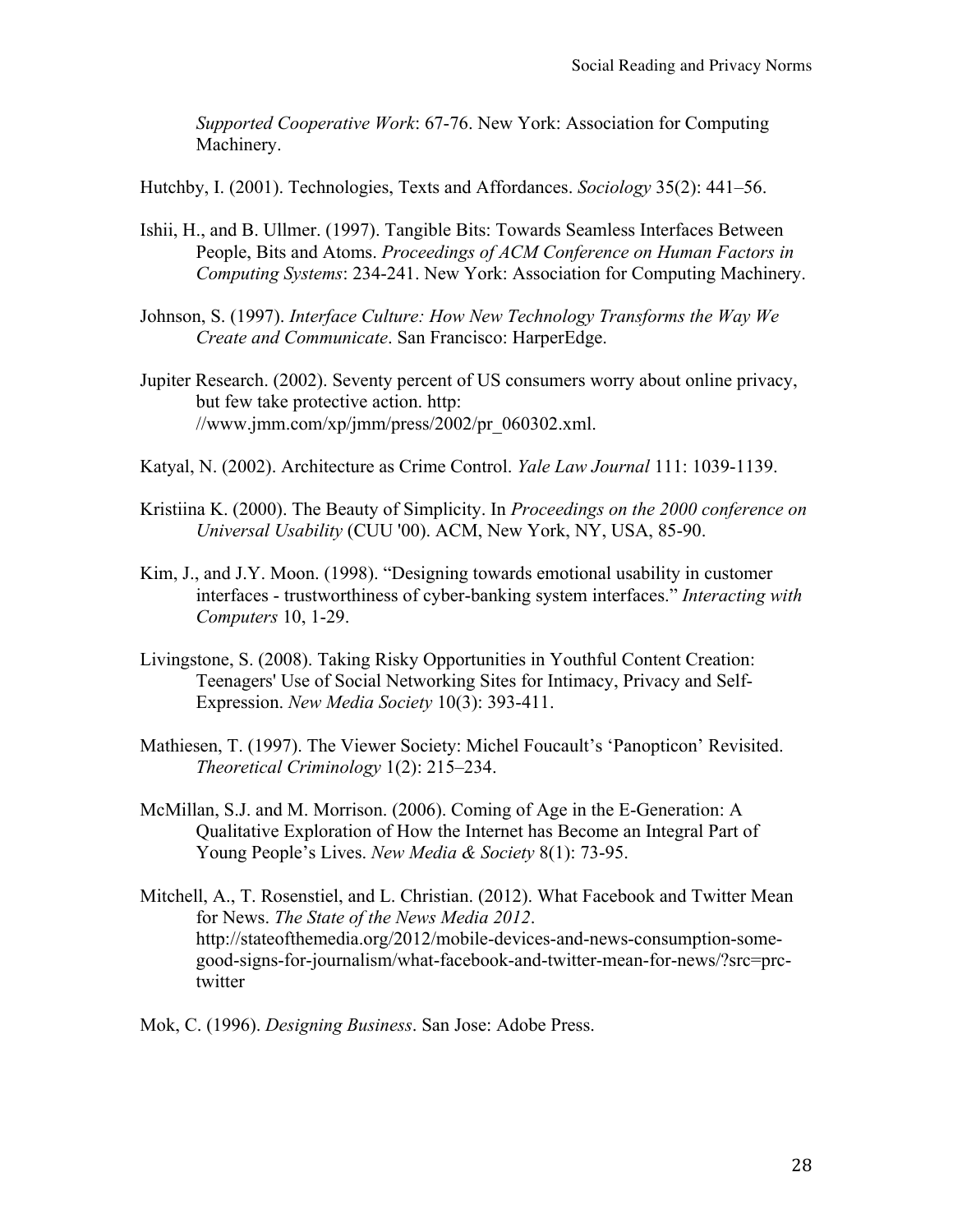*Supported Cooperative Work*: 67-76. New York: Association for Computing Machinery.

Hutchby, I. (2001). Technologies, Texts and Affordances. *Sociology* 35(2): 441–56.

Ishii, H., and B. Ullmer. (1997). Tangible Bits: Towards Seamless Interfaces Between People, Bits and Atoms. *Proceedings of ACM Conference on Human Factors in Computing Systems*: 234-241. New York: Association for Computing Machinery.

Johnson, S. (1997). *Interface Culture: How New Technology Transforms the Way We Create and Communicate*. San Francisco: HarperEdge.

Jupiter Research. (2002). Seventy percent of US consumers worry about online privacy, but few take protective action. http: //www.jmm.com/xp/jmm/press/2002/pr_060302.xml.

Katyal, N. (2002). Architecture as Crime Control. *Yale Law Journal* 111: 1039-1139.

Kristiina K. (2000). The Beauty of Simplicity. In *Proceedings on the 2000 conference on Universal Usability* (CUU '00). ACM, New York, NY, USA, 85-90.

Kim, J., and J.Y. Moon. (1998). "Designing towards emotional usability in customer interfaces - trustworthiness of cyber-banking system interfaces." *Interacting with Computers* 10, 1-29.

Livingstone, S. (2008). Taking Risky Opportunities in Youthful Content Creation: Teenagers' Use of Social Networking Sites for Intimacy, Privacy and Self-Expression. *New Media Society* 10(3): 393-411.

Mathiesen, T. (1997). The Viewer Society: Michel Foucault's 'Panopticon' Revisited. *Theoretical Criminology* 1(2): 215–234.

McMillan, S.J. and M. Morrison. (2006). Coming of Age in the E-Generation: A Qualitative Exploration of How the Internet has Become an Integral Part of Young People's Lives. *New Media & Society* 8(1): 73-95.

Mitchell, A., T. Rosenstiel, and L. Christian. (2012). What Facebook and Twitter Mean for News. *The State of the News Media 2012*. http://stateofthemedia.org/2012/mobile-devices-and-news-consumption-some-good-signs-for-journalism/what-facebook-and-twitter-mean-for-news/?src=prc-twitter

Mok, C. (1996). *Designing Business*. San Jose: Adobe Press.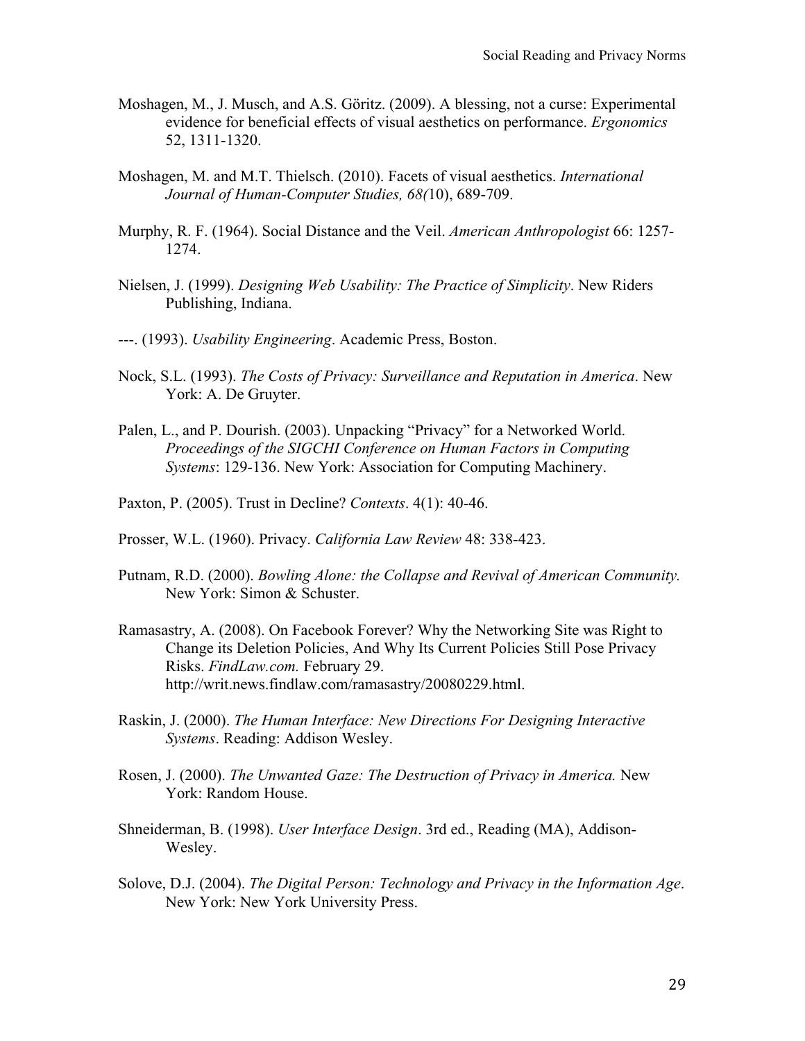Moshagen, M., J. Musch, and A.S. Göritz. (2009). A blessing, not a curse: Experimental evidence for beneficial effects of visual aesthetics on performance. *Ergonomics* 52, 1311-1320.

Moshagen, M. and M.T. Thielsch. (2010). Facets of visual aesthetics. *International Journal of Human-Computer Studies, 68(*10), 689-709.

Murphy, R. F. (1964). Social Distance and the Veil. *American Anthropologist* 66: 1257-1274.

Nielsen, J. (1999). *Designing Web Usability: The Practice of Simplicity*. New Riders Publishing, Indiana.

---. (1993). *Usability Engineering*. Academic Press, Boston.

Nock, S.L. (1993). *The Costs of Privacy: Surveillance and Reputation in America*. New York: A. De Gruyter.

Palen, L., and P. Dourish. (2003). Unpacking "Privacy" for a Networked World. *Proceedings of the SIGCHI Conference on Human Factors in Computing Systems*: 129-136. New York: Association for Computing Machinery.

Paxton, P. (2005). Trust in Decline? *Contexts*. 4(1): 40-46.

Prosser, W.L. (1960). Privacy. *California Law Review* 48: 338-423.

Putnam, R.D. (2000). *Bowling Alone: the Collapse and Revival of American Community.* New York: Simon & Schuster.

Ramasastry, A. (2008). On Facebook Forever? Why the Networking Site was Right to Change its Deletion Policies, And Why Its Current Policies Still Pose Privacy Risks. *FindLaw.com.* February 29. http://writ.news.findlaw.com/ramasastry/20080229.html.

Raskin, J. (2000). *The Human Interface: New Directions For Designing Interactive Systems*. Reading: Addison Wesley.

Rosen, J. (2000). *The Unwanted Gaze: The Destruction of Privacy in America.* New York: Random House.

Shneiderman, B. (1998). *User Interface Design*. 3rd ed., Reading (MA), Addison-Wesley.

Solove, D.J. (2004). *The Digital Person: Technology and Privacy in the Information Age*. New York: New York University Press.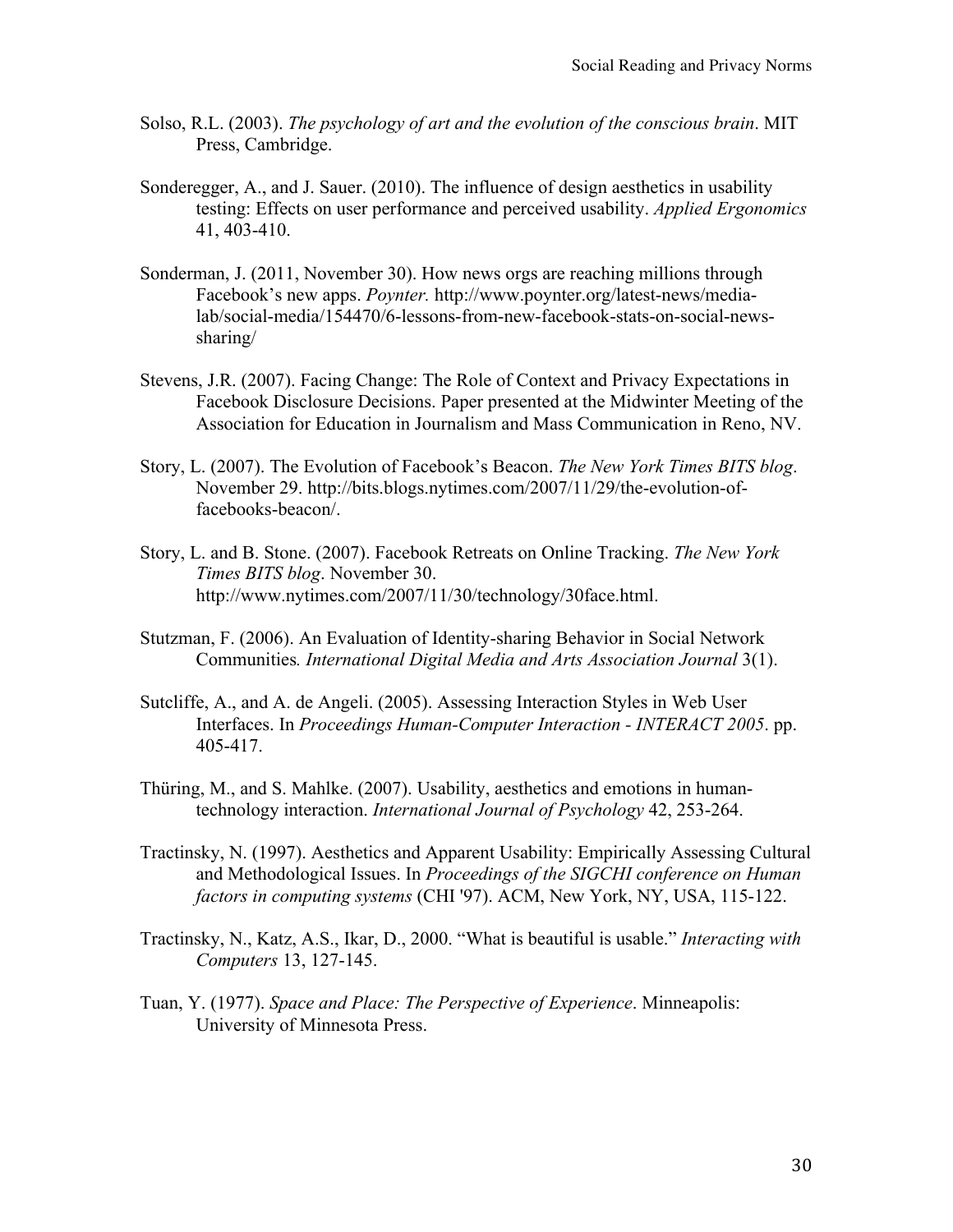Solso, R.L. (2003). *The psychology of art and the evolution of the conscious brain*. MIT Press, Cambridge.

Sonderegger, A., and J. Sauer. (2010). The influence of design aesthetics in usability testing: Effects on user performance and perceived usability. *Applied Ergonomics* 41, 403-410.

Sonderman, J. (2011, November 30). How news orgs are reaching millions through Facebook's new apps. *Poynter.* http://www.poynter.org/latest-news/media-lab/social-media/154470/6-lessons-from-new-facebook-stats-on-social-news-sharing/

Stevens, J.R. (2007). Facing Change: The Role of Context and Privacy Expectations in Facebook Disclosure Decisions. Paper presented at the Midwinter Meeting of the Association for Education in Journalism and Mass Communication in Reno, NV.

Story, L. (2007). The Evolution of Facebook's Beacon. *The New York Times BITS blog*. November 29. http://bits.blogs.nytimes.com/2007/11/29/the-evolution-of-facebooks-beacon/.

Story, L. and B. Stone. (2007). Facebook Retreats on Online Tracking. *The New York Times BITS blog*. November 30. http://www.nytimes.com/2007/11/30/technology/30face.html.

Stutzman, F. (2006). An Evaluation of Identity-sharing Behavior in Social Network Communities*. International Digital Media and Arts Association Journal* 3(1).

Sutcliffe, A., and A. de Angeli. (2005). Assessing Interaction Styles in Web User Interfaces. In *Proceedings Human-Computer Interaction - INTERACT 2005*. pp. 405-417.

Thüring, M., and S. Mahlke. (2007). Usability, aesthetics and emotions in human-technology interaction. *International Journal of Psychology* 42, 253-264.

Tractinsky, N. (1997). Aesthetics and Apparent Usability: Empirically Assessing Cultural and Methodological Issues. In *Proceedings of the SIGCHI conference on Human factors in computing systems* (CHI '97). ACM, New York, NY, USA, 115-122.

Tractinsky, N., Katz, A.S., Ikar, D., 2000. "What is beautiful is usable." *Interacting with Computers* 13, 127-145.

Tuan, Y. (1977). *Space and Place: The Perspective of Experience*. Minneapolis: University of Minnesota Press.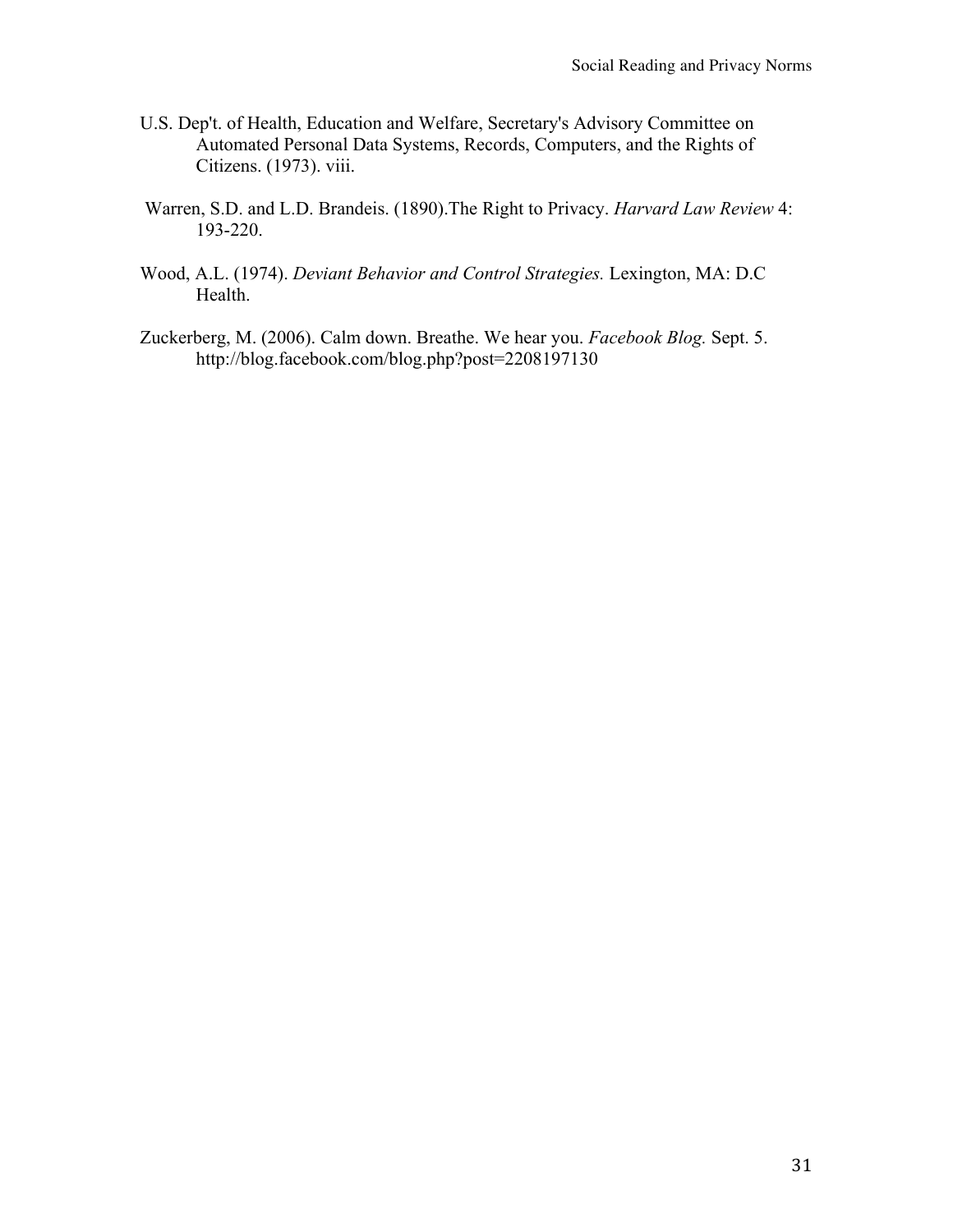U.S. Dep't. of Health, Education and Welfare, Secretary's Advisory Committee on Automated Personal Data Systems, Records, Computers, and the Rights of Citizens. (1973). viii.

Warren, S.D. and L.D. Brandeis. (1890).The Right to Privacy. *Harvard Law Review* 4: 193-220.

Wood, A.L. (1974). *Deviant Behavior and Control Strategies.* Lexington, MA: D.C Health.

Zuckerberg, M. (2006). Calm down. Breathe. We hear you. *Facebook Blog.* Sept. 5. http://blog.facebook.com/blog.php?post=2208197130